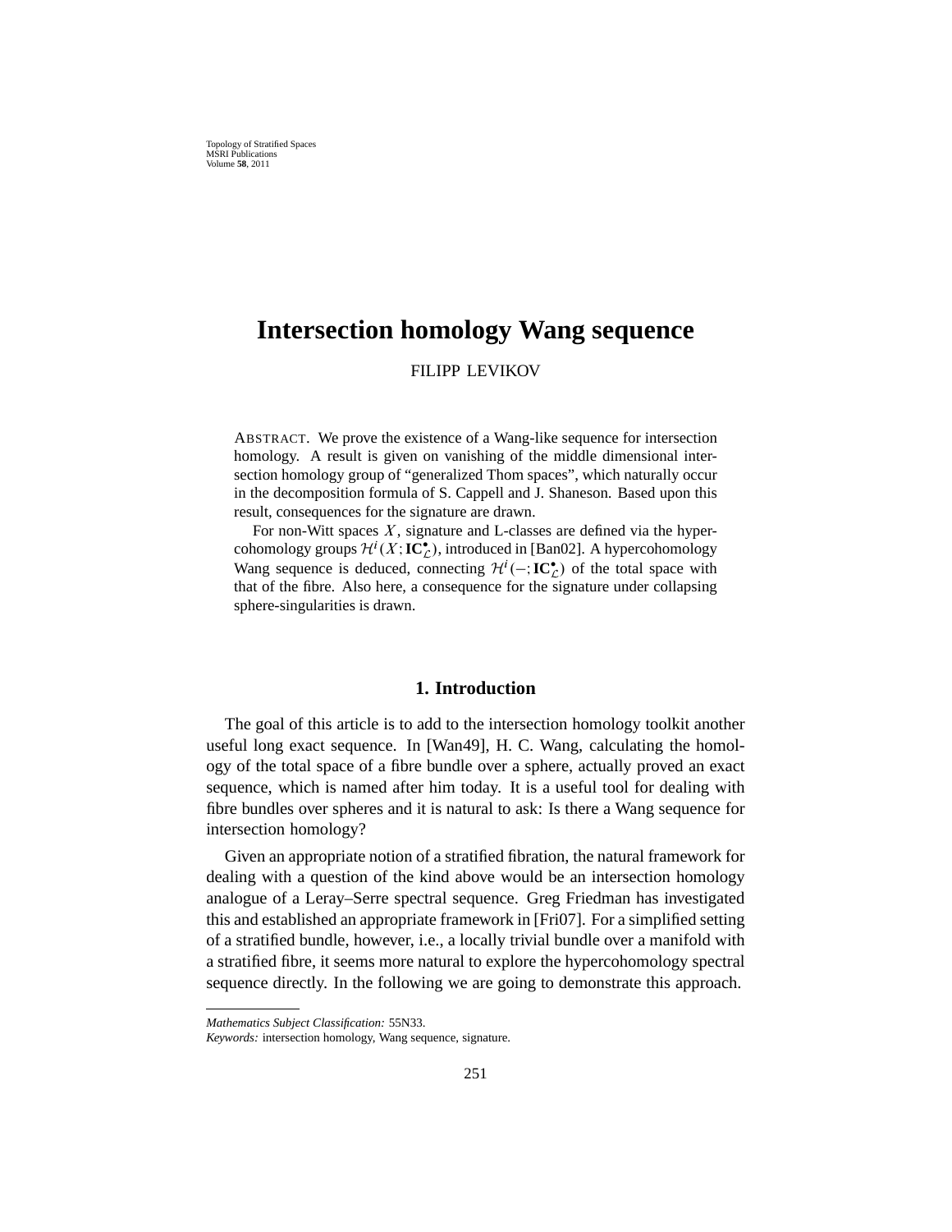# Intersection homology Wang sequence

FILIPP LEVIKOV

ABSTRACT. We prove the existence of a Wang-like sequence for intersection homology. A result is given on vanishing of the middle dimensional intersection homology group of "generalized Thom spaces", which naturally occur in the decomposition formula of S. Cappell and J. Shaneson. Based upon this result, consequences for the signature are drawn.

For non-Witt spaces $X$, signature and L-classes are defined via the hypercohomology groups $\mathcal{H}^i(X; \mathbf{IC}^\bullet_{\mathcal{L}})$, introduced in [Ban02]. A hypercohomology Wang sequence is deduced, connecting $\mathcal{H}^i(-; \mathbf{IC}^\bullet_{\mathcal{L}})$ of the total space with that of the fibre. Also here, a consequence for the signature under collapsing sphere-singularities is drawn.

## 1. Introduction

The goal of this article is to add to the intersection homology toolkit another useful long exact sequence. In [Wan49], H. C. Wang, calculating the homology of the total space of a fibre bundle over a sphere, actually proved an exact sequence, which is named after him today. It is a useful tool for dealing with fibre bundles over spheres and it is natural to ask: Is there a Wang sequence for intersection homology?

Given an appropriate notion of a stratified fibration, the natural framework for dealing with a question of the kind above would be an intersection homology analogue of a Leray–Serre spectral sequence. Greg Friedman has investigated this and established an appropriate framework in [Fri07]. For a simplified setting of a stratified bundle, however, i.e., a locally trivial bundle over a manifold with a stratified fibre, it seems more natural to explore the hypercohomology spectral sequence directly. In the following we are going to demonstrate this approach.

---

*Mathematics Subject Classification:* 55N33.

*Keywords:* intersection homology, Wang sequence, signature.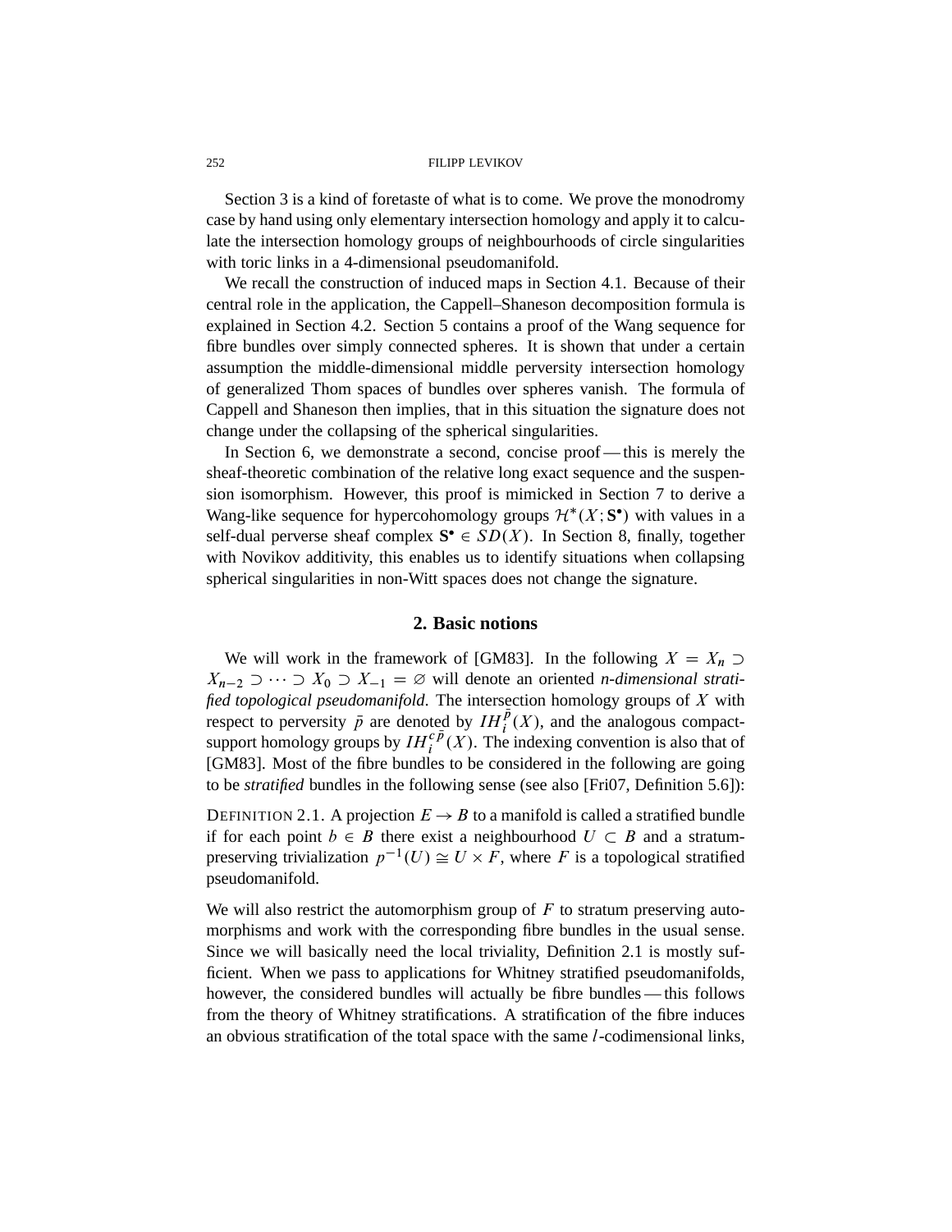Section 3 is a kind of foretaste of what is to come. We prove the monodromy case by hand using only elementary intersection homology and apply it to calculate the intersection homology groups of neighbourhoods of circle singularities with toric links in a 4-dimensional pseudomanifold.

We recall the construction of induced maps in Section 4.1. Because of their central role in the application, the Cappell–Shaneson decomposition formula is explained in Section 4.2. Section 5 contains a proof of the Wang sequence for fibre bundles over simply connected spheres. It is shown that under a certain assumption the middle-dimensional middle perversity intersection homology of generalized Thom spaces of bundles over spheres vanish. The formula of Cappell and Shaneson then implies, that in this situation the signature does not change under the collapsing of the spherical singularities.

In Section 6, we demonstrate a second, concise proof — this is merely the sheaf-theoretic combination of the relative long exact sequence and the suspension isomorphism. However, this proof is mimicked in Section 7 to derive a Wang-like sequence for hypercohomology groups $\mathcal{H}^*(X; \mathbf{S}^\bullet)$ with values in a self-dual perverse sheaf complex $\mathbf{S}^\bullet \in SD(X)$. In Section 8, finally, together with Novikov additivity, this enables us to identify situations when collapsing spherical singularities in non-Witt spaces does not change the signature.

## 2. Basic notions

We will work in the framework of [GM83]. In the following $X = X_n \supset X_{n-2} \supset \cdots \supset X_0 \supset X_{-1} = \varnothing$ will denote an oriented *n-dimensional stratified topological pseudomanifold*. The intersection homology groups of $X$ with respect to perversity $\bar{p}$ are denoted by $IH_i^{\bar{p}}(X)$, and the analogous compact-support homology groups by $IH_i^{c\,\bar{p}}(X)$. The indexing convention is also that of [GM83]. Most of the fibre bundles to be considered in the following are going to be *stratified* bundles in the following sense (see also [Fri07, Definition 5.6]):

DEFINITION 2.1. A projection $E \to B$ to a manifold is called a stratified bundle if for each point $b \in B$ there exist a neighbourhood $U \subset B$ and a stratum-preserving trivialization $p^{-1}(U) \cong U \times F$, where $F$ is a topological stratified pseudomanifold.

We will also restrict the automorphism group of $F$ to stratum preserving automorphisms and work with the corresponding fibre bundles in the usual sense. Since we will basically need the local triviality, Definition 2.1 is mostly sufficient. When we pass to applications for Whitney stratified pseudomanifolds, however, the considered bundles will actually be fibre bundles — this follows from the theory of Whitney stratifications. A stratification of the fibre induces an obvious stratification of the total space with the same $l$-codimensional links,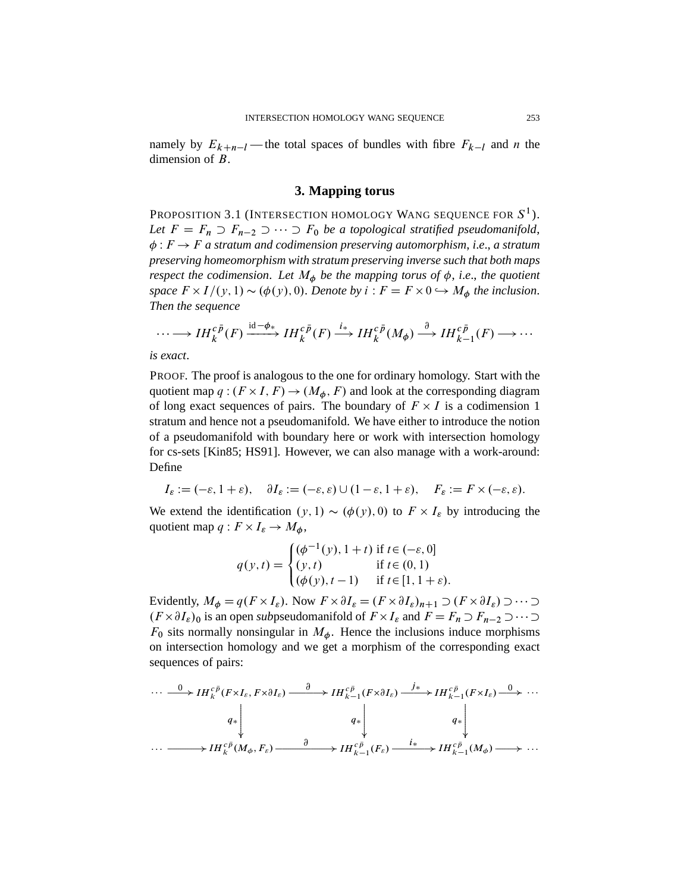namely by $E_{k+n-l}$ — the total spaces of bundles with fibre $F_{k-l}$ and $n$ the dimension of $B$.

## 3. Mapping torus

PROPOSITION 3.1 (INTERSECTION HOMOLOGY WANG SEQUENCE FOR $S^1$). *Let $F = F_n \supset F_{n-2} \supset \cdots \supset F_0$ be a topological stratified pseudomanifold, $\phi : F \to F$ a stratum and codimension preserving automorphism, i.e., a stratum preserving homeomorphism with stratum preserving inverse such that both maps respect the codimension. Let $M_\phi$ be the mapping torus of $\phi$, i.e., the quotient space $F \times I/(y, 1) \sim (\phi(y), 0)$. Denote by $i : F = F \times 0 \hookrightarrow M_\phi$ the inclusion. Then the sequence*

$$\cdots \longrightarrow IH_k^{c\bar{p}}(F) \xrightarrow{\mathrm{id}-\phi_*} IH_k^{c\bar{p}}(F) \xrightarrow{i_*} IH_k^{c\bar{p}}(M_\phi) \xrightarrow{\partial} IH_{k-1}^{c\bar{p}}(F) \longrightarrow \cdots$$

*is exact.*

PROOF. The proof is analogous to the one for ordinary homology. Start with the quotient map $q : (F \times I, F) \to (M_\phi, F)$ and look at the corresponding diagram of long exact sequences of pairs. The boundary of $F \times I$ is a codimension 1 stratum and hence not a pseudomanifold. We have either to introduce the notion of a pseudomanifold with boundary here or work with intersection homology for cs-sets [Kin85; HS91]. However, we can also manage with a work-around: Define

$$I_\varepsilon := (-\varepsilon, 1+\varepsilon), \quad \partial I_\varepsilon := (-\varepsilon, \varepsilon) \cup (1-\varepsilon, 1+\varepsilon), \quad F_\varepsilon := F \times (-\varepsilon, \varepsilon).$$

We extend the identification $(y, 1) \sim (\phi(y), 0)$ to $F \times I_\varepsilon$ by introducing the quotient map $q : F \times I_\varepsilon \to M_\phi$,

$$q(y,t) = \begin{cases} (\phi^{-1}(y), 1+t) & \text{if } t \in (-\varepsilon, 0] \\ (y, t) & \text{if } t \in (0, 1) \\ (\phi(y), t-1) & \text{if } t \in [1, 1+\varepsilon). \end{cases}$$

Evidently, $M_\phi = q(F \times I_\varepsilon)$. Now $F \times \partial I_\varepsilon = (F \times \partial I_\varepsilon)_{n+1} \supset (F \times \partial I_\varepsilon) \supset \cdots \supset (F \times \partial I_\varepsilon)_0$ is an open *sub*pseudomanifold of $F \times I_\varepsilon$ and $F = F_n \supset F_{n-2} \supset \cdots \supset F_0$ sits normally nonsingular in $M_\phi$. Hence the inclusions induce morphisms on intersection homology and we get a morphism of the corresponding exact sequences of pairs:

$$\begin{array}{ccccccc}
\cdots \xrightarrow{0} IH_k^{c\bar{p}}(F\times I_\varepsilon, F\times\partial I_\varepsilon) & \xrightarrow{\partial} & IH_{k-1}^{c\bar{p}}(F\times\partial I_\varepsilon) & \xrightarrow{j_*} & IH_{k-1}^{c\bar{p}}(F\times I_\varepsilon) \xrightarrow{0} \cdots \\
\downarrow{\scriptstyle q_*} & & \downarrow{\scriptstyle q_*} & & \downarrow{\scriptstyle q_*} \\
\cdots \longrightarrow IH_k^{c\bar{p}}(M_\phi, F_\varepsilon) & \xrightarrow{\partial} & IH_{k-1}^{c\bar{p}}(F_\varepsilon) & \xrightarrow{i_*} & IH_{k-1}^{c\bar{p}}(M_\phi) \longrightarrow \cdots
\end{array}$$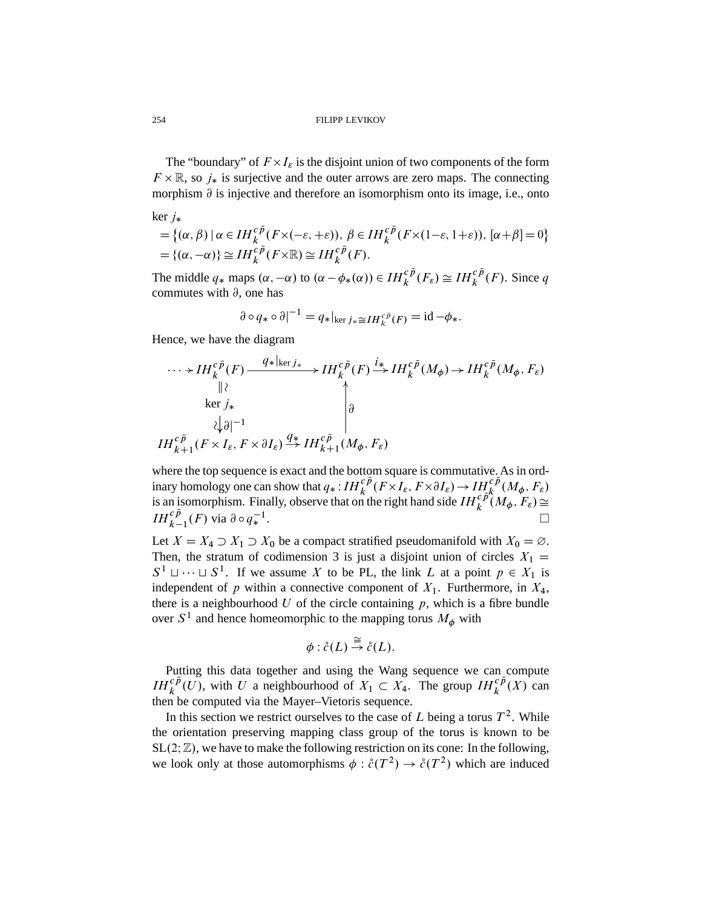The "boundary" of $F \times I_\varepsilon$ is the disjoint union of two components of the form $F \times \mathbb{R}$, so $j_*$ is surjective and the outer arrows are zero maps. The connecting morphism $\partial$ is injective and therefore an isomorphism onto its image, i.e., onto

$$
\begin{aligned}
&\ker j_* \\
&= \big\{(\alpha, \beta) \mid \alpha \in IH_k^{c\bar{p}}(F \times(-\varepsilon, +\varepsilon)),\ \beta \in IH_k^{c\bar{p}}(F \times(1-\varepsilon, 1+\varepsilon)),\ [\alpha+\beta]=0\big\} \\
&= \{(\alpha, -\alpha)\} \cong IH_k^{c\bar{p}}(F \times \mathbb{R}) \cong IH_k^{c\bar{p}}(F).
\end{aligned}
$$

The middle $q_*$ maps $(\alpha, -\alpha)$ to $(\alpha - \phi_*(\alpha)) \in IH_k^{c\bar{p}}(F_\varepsilon) \cong IH_k^{c\bar{p}}(F)$. Since $q$ commutes with $\partial$, one has

$$
\partial \circ q_* \circ \partial|^{-1} = q_*|_{\ker j_* \cong IH_k^{c\bar{p}}(F)} = \mathrm{id} - \phi_*.
$$

Hence, we have the diagram

$$
\begin{array}{ccccccc}
\cdots \to IH_k^{c\bar{p}}(F) & \xrightarrow{\ q_*|_{\ker j_*}\ } & IH_k^{c\bar{p}}(F) & \xrightarrow{i_*} & IH_k^{c\bar{p}}(M_\phi) & \to & IH_k^{c\bar{p}}(M_\phi, F_\varepsilon) \\
\| \wr & & \uparrow \partial & & & & \\
\ker j_* & & & & & & \\
\wr \downarrow \partial|^{-1} & & & & & & \\
IH_{k+1}^{c\bar{p}}(F \times I_\varepsilon, F \times \partial I_\varepsilon) & \xrightarrow{q_*} & IH_{k+1}^{c\bar{p}}(M_\phi, F_\varepsilon) & & & &
\end{array}
$$

where the top sequence is exact and the bottom square is commutative. As in ordinary homology one can show that $q_* : IH_k^{c\bar{p}}(F \times I_\varepsilon, F \times \partial I_\varepsilon) \to IH_k^{c\bar{p}}(M_\phi, F_\varepsilon)$ is an isomorphism. Finally, observe that on the right hand side $IH_k^{c\bar{p}}(M_\phi, F_\varepsilon) \cong IH_{k-1}^{c\bar{p}}(F)$ via $\partial \circ q_*^{-1}$. □

Let $X = X_4 \supset X_1 \supset X_0$ be a compact stratified pseudomanifold with $X_0 = \varnothing$. Then, the stratum of codimension 3 is just a disjoint union of circles $X_1 = S^1 \sqcup \cdots \sqcup S^1$. If we assume $X$ to be PL, the link $L$ at a point $p \in X_1$ is independent of $p$ within a connective component of $X_1$. Furthermore, in $X_4$, there is a neighbourhood $U$ of the circle containing $p$, which is a fibre bundle over $S^1$ and hence homeomorphic to the mapping torus $M_\phi$ with

$$
\phi : \mathring{c}(L) \xrightarrow{\cong} \mathring{c}(L).
$$

Putting this data together and using the Wang sequence we can compute $IH_k^{c\bar{p}}(U)$, with $U$ a neighbourhood of $X_1 \subset X_4$. The group $IH_k^{c\bar{p}}(X)$ can then be computed via the Mayer–Vietoris sequence.

In this section we restrict ourselves to the case of $L$ being a torus $T^2$. While the orientation preserving mapping class group of the torus is known to be $\mathrm{SL}(2; \mathbb{Z})$, we have to make the following restriction on its cone: In the following, we look only at those automorphisms $\phi : \mathring{c}(T^2) \to \mathring{c}(T^2)$ which are induced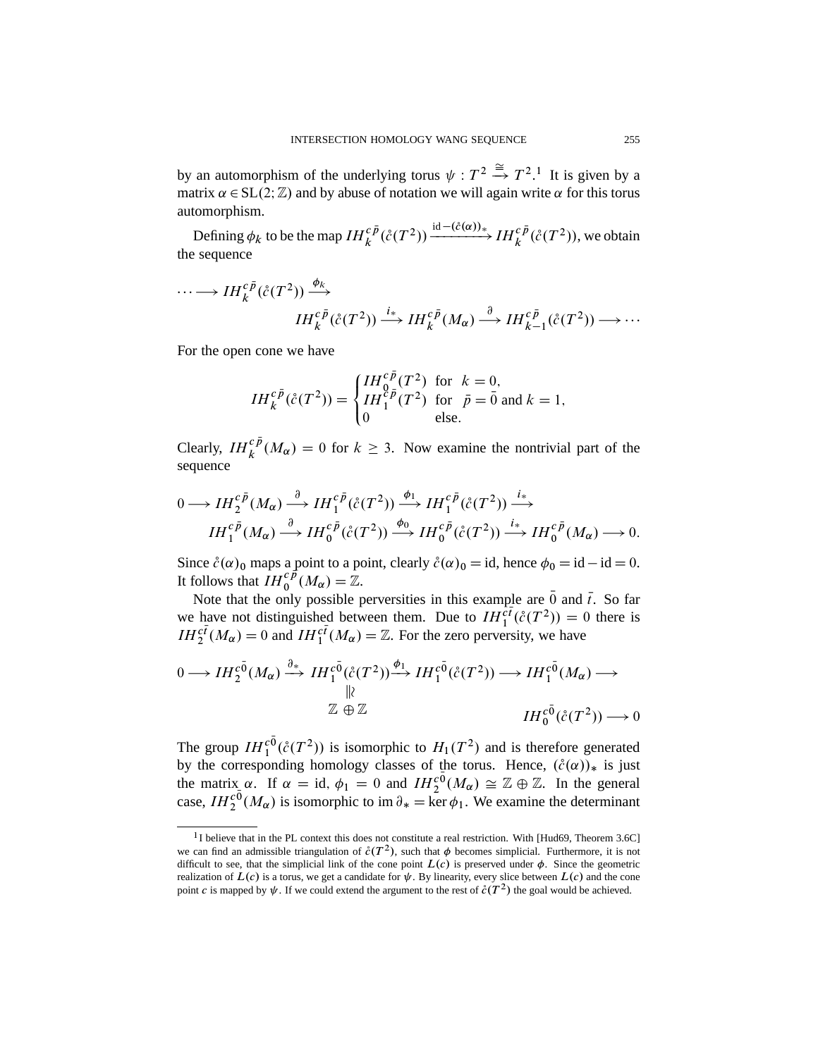by an automorphism of the underlying torus $\psi : T^2 \xrightarrow{\cong} T^2$.[1] It is given by a matrix $\alpha \in \mathrm{SL}(2;\mathbb{Z})$ and by abuse of notation we will again write $\alpha$ for this torus automorphism.

Defining $\phi_k$ to be the map $IH_k^{c\bar{p}}(\mathring{c}(T^2)) \xrightarrow{\mathrm{id}-(\mathring{c}(\alpha))_*} IH_k^{c\bar{p}}(\mathring{c}(T^2))$, we obtain the sequence

$$\cdots \longrightarrow IH_k^{c\bar{p}}(\mathring{c}(T^2)) \xrightarrow{\phi_k} IH_k^{c\bar{p}}(\mathring{c}(T^2)) \xrightarrow{i_*} IH_k^{c\bar{p}}(M_\alpha) \xrightarrow{\partial} IH_{k-1}^{c\bar{p}}(\mathring{c}(T^2)) \longrightarrow \cdots$$

For the open cone we have

$$IH_k^{c\bar{p}}(\mathring{c}(T^2)) = \begin{cases} IH_0^{c\bar{p}}(T^2) & \text{for } \ k=0, \\ IH_1^{c\bar{p}}(T^2) & \text{for } \ \bar{p}=\bar{0} \text{ and } k=1, \\ 0 & \text{else}. \end{cases}$$

Clearly, $IH_k^{c\bar{p}}(M_\alpha) = 0$ for $k \geq 3$. Now examine the nontrivial part of the sequence

$$0 \longrightarrow IH_2^{c\bar{p}}(M_\alpha) \xrightarrow{\partial} IH_1^{c\bar{p}}(\mathring{c}(T^2)) \xrightarrow{\phi_1} IH_1^{c\bar{p}}(\mathring{c}(T^2)) \xrightarrow{i_*} IH_1^{c\bar{p}}(M_\alpha) \xrightarrow{\partial} IH_0^{c\bar{p}}(\mathring{c}(T^2)) \xrightarrow{\phi_0} IH_0^{c\bar{p}}(\mathring{c}(T^2)) \xrightarrow{i_*} IH_0^{c\bar{p}}(M_\alpha) \longrightarrow 0.$$

Since $\mathring{c}(\alpha)_0$ maps a point to a point, clearly $\mathring{c}(\alpha)_0 = \mathrm{id}$, hence $\phi_0 = \mathrm{id}-\mathrm{id} = 0$. It follows that $IH_0^{c\bar{p}}(M_\alpha) = \mathbb{Z}$.

Note that the only possible perversities in this example are $\bar{0}$ and $\bar{t}$. So far we have not distinguished between them. Due to $IH_1^{c\bar{t}}(\mathring{c}(T^2)) = 0$ there is $IH_2^{c\bar{t}}(M_\alpha) = 0$ and $IH_1^{c\bar{t}}(M_\alpha) = \mathbb{Z}$. For the zero perversity, we have

$$0 \longrightarrow IH_2^{c\bar{0}}(M_\alpha) \xrightarrow{\partial_*} \underset{\mathbb{Z}\oplus\mathbb{Z}}{\underset{\|\wr}{IH_1^{c\bar{0}}(\mathring{c}(T^2))}} \xrightarrow{\phi_1} IH_1^{c\bar{0}}(\mathring{c}(T^2)) \longrightarrow IH_1^{c\bar{0}}(M_\alpha) \longrightarrow IH_0^{c\bar{0}}(\mathring{c}(T^2)) \longrightarrow 0$$

The group $IH_1^{c\bar{0}}(\mathring{c}(T^2))$ is isomorphic to $H_1(T^2)$ and is therefore generated by the corresponding homology classes of the torus. Hence, $(\mathring{c}(\alpha))_*$ is just the matrix $\alpha$. If $\alpha = \mathrm{id}$, $\phi_1 = 0$ and $IH_2^{c\bar{0}}(M_\alpha) \cong \mathbb{Z}\oplus\mathbb{Z}$. In the general case, $IH_2^{c\bar{0}}(M_\alpha)$ is isomorphic to $\operatorname{im}\partial_* = \ker\phi_1$. We examine the determinant

[1] I believe that in the PL context this does not constitute a real restriction. With [Hud69, Theorem 3.6C] we can find an admissible triangulation of $\mathring{c}(T^2)$, such that $\phi$ becomes simplicial. Furthermore, it is not difficult to see, that the simplicial link of the cone point $L(c)$ is preserved under $\phi$. Since the geometric realization of $L(c)$ is a torus, we get a candidate for $\psi$. By linearity, every slice between $L(c)$ and the cone point $c$ is mapped by $\psi$. If we could extend the argument to the rest of $\mathring{c}(T^2)$ the goal would be achieved.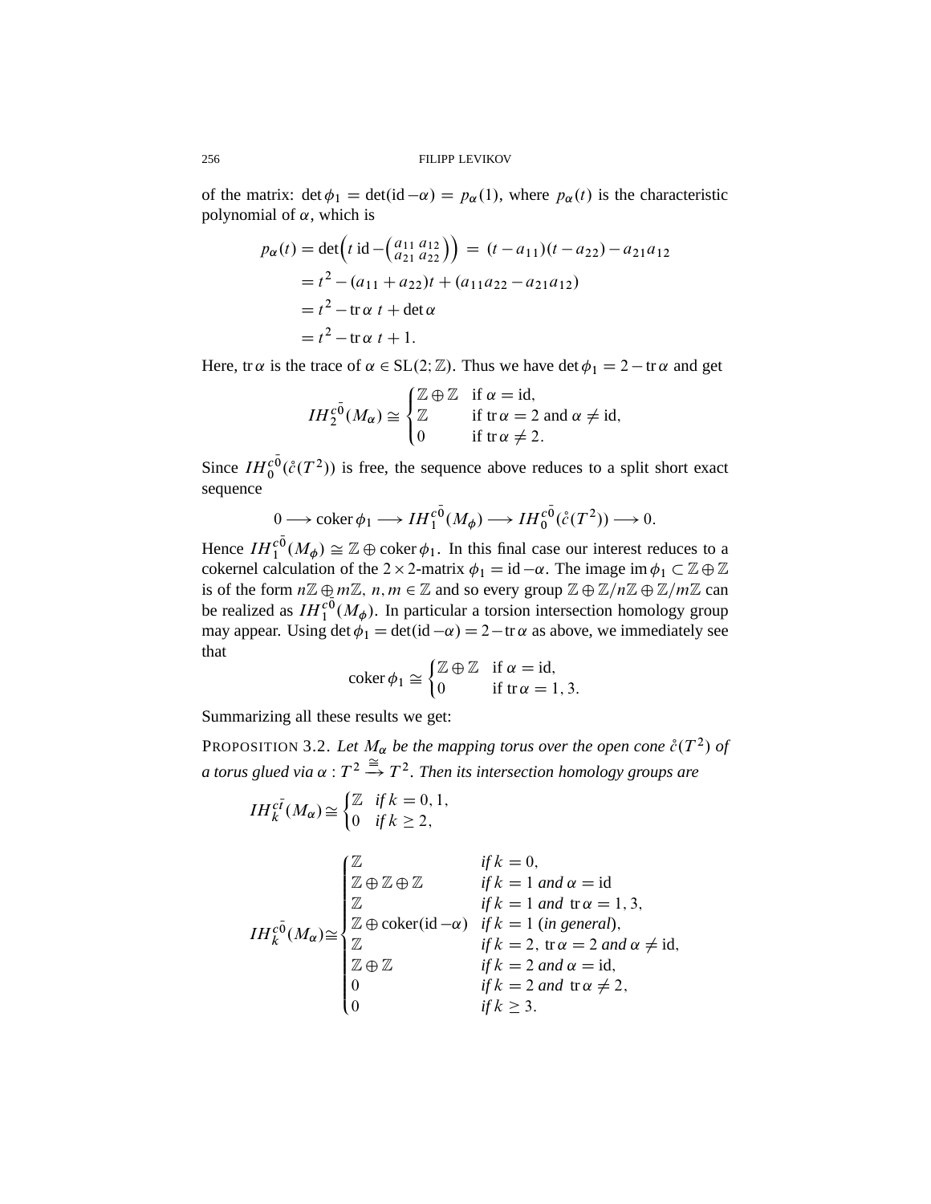of the matrix: $\det \phi_1 = \det(\mathrm{id} - \alpha) = p_\alpha(1)$, where $p_\alpha(t)$ is the characteristic polynomial of $\alpha$, which is

$$
\begin{aligned}
p_\alpha(t) &= \det\Big(t\,\mathrm{id} - \big(\begin{smallmatrix} a_{11} & a_{12} \\ a_{21} & a_{22} \end{smallmatrix}\big)\Big) \;=\; (t - a_{11})(t - a_{22}) - a_{21}a_{12} \\
&= t^2 - (a_{11} + a_{22})t + (a_{11}a_{22} - a_{21}a_{12}) \\
&= t^2 - \operatorname{tr}\alpha\; t + \det\alpha \\
&= t^2 - \operatorname{tr}\alpha\; t + 1.
\end{aligned}
$$

Here, $\operatorname{tr}\alpha$ is the trace of $\alpha \in \mathrm{SL}(2;\mathbb{Z})$. Thus we have $\det\phi_1 = 2 - \operatorname{tr}\alpha$ and get

$$
IH_2^{c\bar{0}}(M_\alpha) \cong \begin{cases} \mathbb{Z} \oplus \mathbb{Z} & \text{if } \alpha = \mathrm{id}, \\ \mathbb{Z} & \text{if } \operatorname{tr}\alpha = 2 \text{ and } \alpha \neq \mathrm{id}, \\ 0 & \text{if } \operatorname{tr}\alpha \neq 2. \end{cases}
$$

Since $IH_0^{c\bar{0}}(\mathring{c}(T^2))$ is free, the sequence above reduces to a split short exact sequence

$$
0 \longrightarrow \operatorname{coker}\phi_1 \longrightarrow IH_1^{c\bar{0}}(M_\phi) \longrightarrow IH_0^{c\bar{0}}(\mathring{c}(T^2)) \longrightarrow 0.
$$

Hence $IH_1^{c\bar{0}}(M_\phi) \cong \mathbb{Z} \oplus \operatorname{coker}\phi_1$. In this final case our interest reduces to a cokernel calculation of the $2 \times 2$-matrix $\phi_1 = \mathrm{id} - \alpha$. The image $\operatorname{im}\phi_1 \subset \mathbb{Z} \oplus \mathbb{Z}$ is of the form $n\mathbb{Z} \oplus m\mathbb{Z},\ n, m \in \mathbb{Z}$ and so every group $\mathbb{Z} \oplus \mathbb{Z}/n\mathbb{Z} \oplus \mathbb{Z}/m\mathbb{Z}$ can be realized as $IH_1^{c\bar{0}}(M_\phi)$. In particular a torsion intersection homology group may appear. Using $\det\phi_1 = \det(\mathrm{id} - \alpha) = 2 - \operatorname{tr}\alpha$ as above, we immediately see that

$$
\operatorname{coker}\phi_1 \cong \begin{cases} \mathbb{Z} \oplus \mathbb{Z} & \text{if } \alpha = \mathrm{id}, \\ 0 & \text{if } \operatorname{tr}\alpha = 1, 3. \end{cases}
$$

Summarizing all these results we get:

PROPOSITION 3.2. *Let $M_\alpha$ be the mapping torus over the open cone $\mathring{c}(T^2)$ of a torus glued via $\alpha : T^2 \xrightarrow{\cong} T^2$. Then its intersection homology groups are*

$$
IH_k^{c\bar{t}}(M_\alpha) \cong \begin{cases} \mathbb{Z} & \text{if } k = 0, 1, \\ 0 & \text{if } k \geq 2, \end{cases}
$$

$$
IH_k^{c\bar{0}}(M_\alpha) \cong \begin{cases} \mathbb{Z} & \text{if } k = 0, \\ \mathbb{Z} \oplus \mathbb{Z} \oplus \mathbb{Z} & \text{if } k = 1 \text{ and } \alpha = \mathrm{id} \\ \mathbb{Z} & \text{if } k = 1 \text{ and } \operatorname{tr}\alpha = 1, 3, \\ \mathbb{Z} \oplus \operatorname{coker}(\mathrm{id} - \alpha) & \text{if } k = 1 \text{ (in general)}, \\ \mathbb{Z} & \text{if } k = 2,\ \operatorname{tr}\alpha = 2 \text{ and } \alpha \neq \mathrm{id}, \\ \mathbb{Z} \oplus \mathbb{Z} & \text{if } k = 2 \text{ and } \alpha = \mathrm{id}, \\ 0 & \text{if } k = 2 \text{ and } \operatorname{tr}\alpha \neq 2, \\ 0 & \text{if } k \geq 3. \end{cases}
$$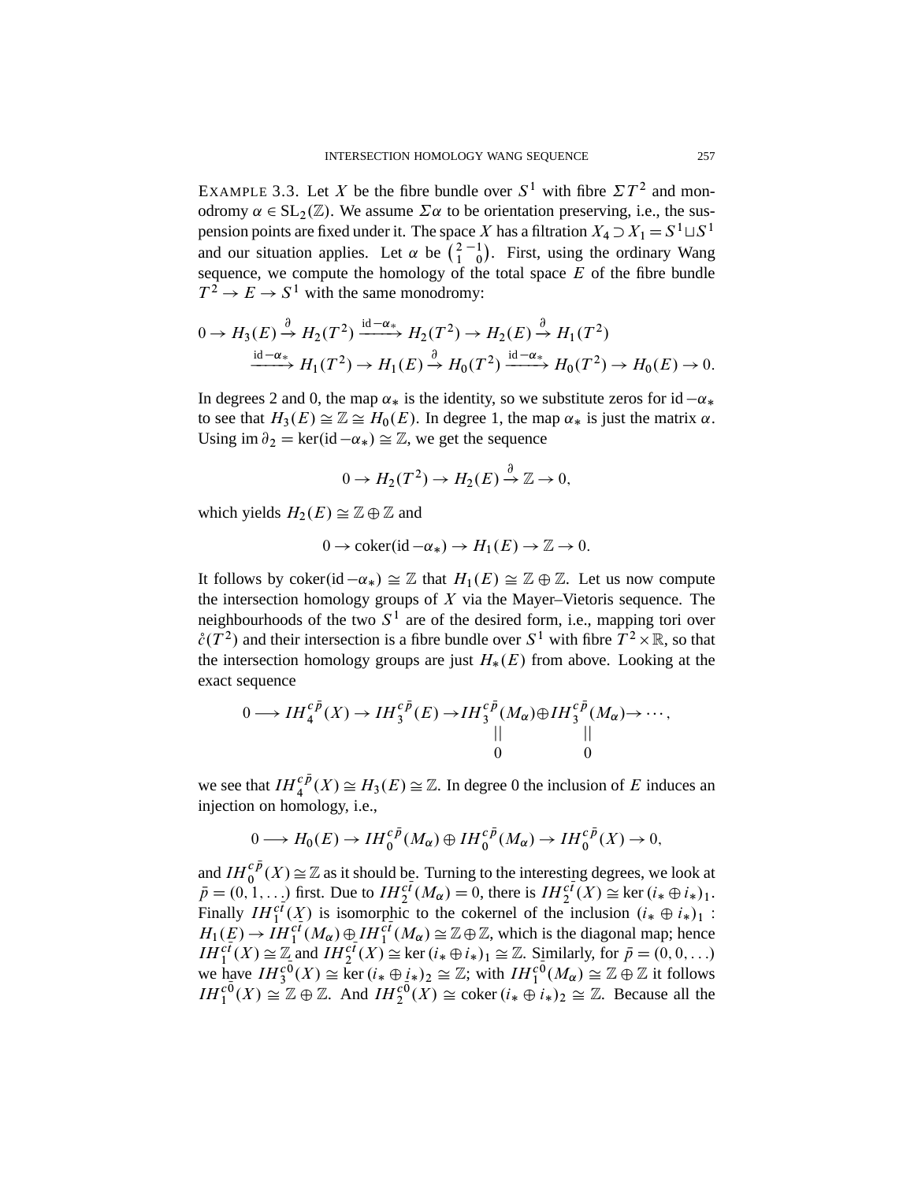EXAMPLE 3.3. Let $X$ be the fibre bundle over $S^1$ with fibre $\Sigma T^2$ and monodromy $\alpha \in \mathrm{SL}_2(\mathbb{Z})$. We assume $\Sigma\alpha$ to be orientation preserving, i.e., the suspension points are fixed under it. The space $X$ has a filtration $X_4 \supset X_1 = S^1 \sqcup S^1$ and our situation applies. Let $\alpha$ be $\begin{pmatrix} 2 & -1 \\ 1 & 0 \end{pmatrix}$. First, using the ordinary Wang sequence, we compute the homology of the total space $E$ of the fibre bundle $T^2 \to E \to S^1$ with the same monodromy:

$$0 \to H_3(E) \xrightarrow{\partial} H_2(T^2) \xrightarrow{\mathrm{id}-\alpha_*} H_2(T^2) \to H_2(E) \xrightarrow{\partial} H_1(T^2)$$
$$\xrightarrow{\mathrm{id}-\alpha_*} H_1(T^2) \to H_1(E) \xrightarrow{\partial} H_0(T^2) \xrightarrow{\mathrm{id}-\alpha_*} H_0(T^2) \to H_0(E) \to 0.$$

In degrees 2 and 0, the map $\alpha_*$ is the identity, so we substitute zeros for $\mathrm{id}-\alpha_*$ to see that $H_3(E) \cong \mathbb{Z} \cong H_0(E)$. In degree 1, the map $\alpha_*$ is just the matrix $\alpha$. Using $\mathrm{im}\,\partial_2 = \ker(\mathrm{id}-\alpha_*) \cong \mathbb{Z}$, we get the sequence

$$0 \to H_2(T^2) \to H_2(E) \xrightarrow{\partial} \mathbb{Z} \to 0,$$

which yields $H_2(E) \cong \mathbb{Z} \oplus \mathbb{Z}$ and

$$0 \to \mathrm{coker}(\mathrm{id}-\alpha_*) \to H_1(E) \to \mathbb{Z} \to 0.$$

It follows by $\mathrm{coker}(\mathrm{id}-\alpha_*) \cong \mathbb{Z}$ that $H_1(E) \cong \mathbb{Z} \oplus \mathbb{Z}$. Let us now compute the intersection homology groups of $X$ via the Mayer–Vietoris sequence. The neighbourhoods of the two $S^1$ are of the desired form, i.e., mapping tori over $\mathring{c}(T^2)$ and their intersection is a fibre bundle over $S^1$ with fibre $T^2 \times \mathbb{R}$, so that the intersection homology groups are just $H_*(E)$ from above. Looking at the exact sequence

$$0 \longrightarrow IH_4^{c\bar{p}}(X) \to IH_3^{c\bar{p}}(E) \to \underset{\substack{\| \\ 0}}{IH_3^{c\bar{p}}(M_\alpha)} \oplus \underset{\substack{\| \\ 0}}{IH_3^{c\bar{p}}(M_\alpha)} \to \cdots,$$

we see that $IH_4^{c\bar{p}}(X) \cong H_3(E) \cong \mathbb{Z}$. In degree 0 the inclusion of $E$ induces an injection on homology, i.e.,

$$0 \longrightarrow H_0(E) \to IH_0^{c\bar{p}}(M_\alpha) \oplus IH_0^{c\bar{p}}(M_\alpha) \to IH_0^{c\bar{p}}(X) \to 0,$$

and $IH_0^{c\bar{p}}(X) \cong \mathbb{Z}$ as it should be. Turning to the interesting degrees, we look at $\bar{p} = (0, 1, \ldots)$ first. Due to $IH_2^{c\bar{t}}(M_\alpha) = 0$, there is $IH_2^{c\bar{t}}(X) \cong \ker(i_* \oplus i_*)_1$. Finally $IH_1^{c\bar{t}}(X)$ is isomorphic to the cokernel of the inclusion $(i_* \oplus i_*)_1 : H_1(E) \to IH_1^{c\bar{t}}(M_\alpha) \oplus IH_1^{c\bar{t}}(M_\alpha) \cong \mathbb{Z} \oplus \mathbb{Z}$, which is the diagonal map; hence $IH_1^{c\bar{t}}(X) \cong \mathbb{Z}$ and $IH_2^{c\bar{t}}(X) \cong \ker(i_* \oplus i_*)_1 \cong \mathbb{Z}$. Similarly, for $\bar{p} = (0, 0, \ldots)$ we have $IH_3^{c\bar{0}}(X) \cong \ker(i_* \oplus i_*)_2 \cong \mathbb{Z}$; with $IH_1^{c\bar{0}}(M_\alpha) \cong \mathbb{Z} \oplus \mathbb{Z}$ it follows $IH_1^{c\bar{0}}(X) \cong \mathbb{Z} \oplus \mathbb{Z}$. And $IH_2^{c\bar{0}}(X) \cong \mathrm{coker}\,(i_* \oplus i_*)_2 \cong \mathbb{Z}$. Because all the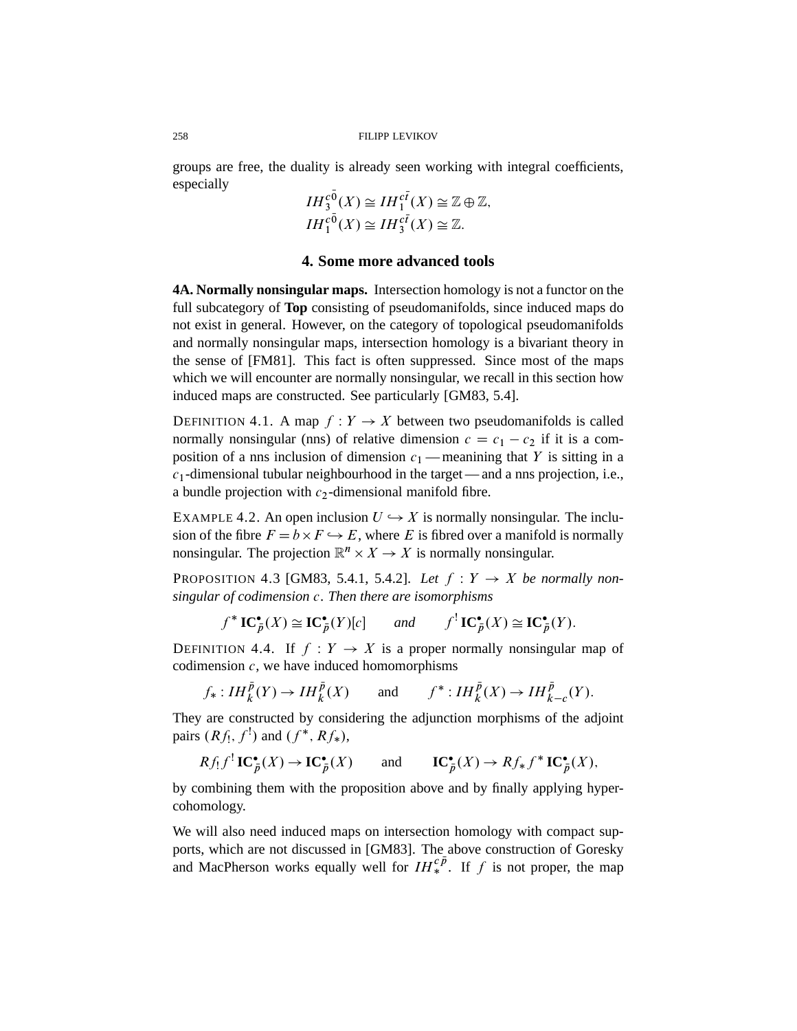groups are free, the duality is already seen working with integral coefficients, especially

$$IH_3^{c\bar{0}}(X) \cong IH_1^{c\bar{t}}(X) \cong \mathbb{Z} \oplus \mathbb{Z},$$
$$IH_1^{c\bar{0}}(X) \cong IH_3^{c\bar{t}}(X) \cong \mathbb{Z}.$$

## 4. Some more advanced tools

**4A. Normally nonsingular maps.** Intersection homology is not a functor on the full subcategory of **Top** consisting of pseudomanifolds, since induced maps do not exist in general. However, on the category of topological pseudomanifolds and normally nonsingular maps, intersection homology is a bivariant theory in the sense of [FM81]. This fact is often suppressed. Since most of the maps which we will encounter are normally nonsingular, we recall in this section how induced maps are constructed. See particularly [GM83, 5.4].

DEFINITION 4.1. A map $f : Y \to X$ between two pseudomanifolds is called normally nonsingular (nns) of relative dimension $c = c_1 - c_2$ if it is a composition of a nns inclusion of dimension $c_1$ — meanining that $Y$ is sitting in a $c_1$-dimensional tubular neighbourhood in the target — and a nns projection, i.e., a bundle projection with $c_2$-dimensional manifold fibre.

EXAMPLE 4.2. An open inclusion $U \hookrightarrow X$ is normally nonsingular. The inclusion of the fibre $F = b \times F \hookrightarrow E$, where $E$ is fibred over a manifold is normally nonsingular. The projection $\mathbb{R}^n \times X \to X$ is normally nonsingular.

PROPOSITION 4.3 [GM83, 5.4.1, 5.4.2]. *Let $f : Y \to X$ be normally nonsingular of codimension $c$. Then there are isomorphisms*

$$f^* \, \mathbf{IC}^\bullet_{\bar{p}}(X) \cong \mathbf{IC}^\bullet_{\bar{p}}(Y)[c] \qquad \text{and} \qquad f^! \, \mathbf{IC}^\bullet_{\bar{p}}(X) \cong \mathbf{IC}^\bullet_{\bar{p}}(Y).$$

DEFINITION 4.4. If $f : Y \to X$ is a proper normally nonsingular map of codimension $c$, we have induced homomorphisms

$$f_* : IH_k^{\bar{p}}(Y) \to IH_k^{\bar{p}}(X) \qquad \text{and} \qquad f^* : IH_k^{\bar{p}}(X) \to IH_{k-c}^{\bar{p}}(Y).$$

They are constructed by considering the adjunction morphisms of the adjoint pairs $(Rf_!, f^!)$ and $(f^*, Rf_*)$,

$$Rf_! f^! \, \mathbf{IC}^\bullet_{\bar{p}}(X) \to \mathbf{IC}^\bullet_{\bar{p}}(X) \qquad \text{and} \qquad \mathbf{IC}^\bullet_{\bar{p}}(X) \to Rf_* f^* \, \mathbf{IC}^\bullet_{\bar{p}}(X),$$

by combining them with the proposition above and by finally applying hypercohomology.

We will also need induced maps on intersection homology with compact supports, which are not discussed in [GM83]. The above construction of Goresky and MacPherson works equally well for $IH_*^{c\bar{p}}$. If $f$ is not proper, the map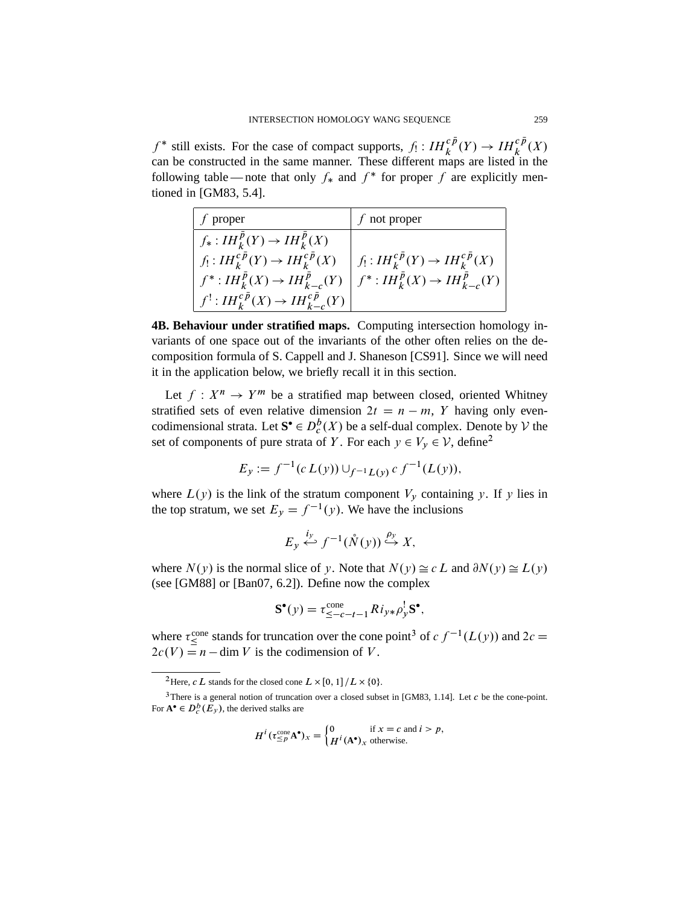$f^*$ still exists. For the case of compact supports, $f_! : IH_k^{c\bar{p}}(Y) \to IH_k^{c\bar{p}}(X)$ can be constructed in the same manner. These different maps are listed in the following table — note that only $f_*$ and $f^*$ for proper $f$ are explicitly mentioned in [GM83, 5.4].

| $f$ proper | $f$ not proper |
|---|---|
| $f_* : IH_k^{\bar{p}}(Y) \to IH_k^{\bar{p}}(X)$ | |
| $f_! : IH_k^{c\bar{p}}(Y) \to IH_k^{c\bar{p}}(X)$ | $f_! : IH_k^{c\bar{p}}(Y) \to IH_k^{c\bar{p}}(X)$ |
| $f^* : IH_k^{\bar{p}}(X) \to IH_{k-c}^{\bar{p}}(Y)$ | $f^* : IH_k^{\bar{p}}(X) \to IH_{k-c}^{\bar{p}}(Y)$ |
| $f^! : IH_k^{c\bar{p}}(X) \to IH_{k-c}^{c\bar{p}}(Y)$ | |

**4B. Behaviour under stratified maps.** Computing intersection homology invariants of one space out of the invariants of the other often relies on the decomposition formula of S. Cappell and J. Shaneson [CS91]. Since we will need it in the application below, we briefly recall it in this section.

Let $f : X^n \to Y^m$ be a stratified map between closed, oriented Whitney stratified sets of even relative dimension $2t = n - m$, $Y$ having only even-codimensional strata. Let $\mathbf{S}^\bullet \in D_c^b(X)$ be a self-dual complex. Denote by $\mathcal{V}$ the set of components of pure strata of $Y$. For each $y \in V_y \in \mathcal{V}$, define[2]

$$E_y := f^{-1}(c\,L(y)) \cup_{f^{-1}L(y)} c\, f^{-1}(L(y)),$$

where $L(y)$ is the link of the stratum component $V_y$ containing $y$. If $y$ lies in the top stratum, we set $E_y = f^{-1}(y)$. We have the inclusions

$$E_y \overset{i_y}{\hookleftarrow} f^{-1}(\mathring{N}(y)) \overset{\rho_y}{\hookrightarrow} X,$$

where $N(y)$ is the normal slice of $y$. Note that $N(y) \cong c\,L$ and $\partial N(y) \cong L(y)$ (see [GM88] or [Ban07, 6.2]). Define now the complex

$$\mathbf{S}^\bullet(y) = \tau_{\leq -c-t-1}^{\text{cone}} R i_{y*} \rho_y^! \mathbf{S}^\bullet,$$

where $\tau_{\leq}^{\text{cone}}$ stands for truncation over the cone point[3] of $c\, f^{-1}(L(y))$ and $2c = 2c(V) = n - \dim V$ is the codimension of $V$.

---

[2] Here, $c\,L$ stands for the closed cone $L \times [0,1]/L \times \{0\}$.

[3] There is a general notion of truncation over a closed subset in [GM83, 1.14]. Let $c$ be the cone-point. For $\mathbf{A}^\bullet \in D_c^b(E_y)$, the derived stalks are

$$H^i(\tau_{\leq p}^{\text{cone}} \mathbf{A}^\bullet)_x = \begin{cases} 0 & \text{if } x = c \text{ and } i > p, \\ H^i(\mathbf{A}^\bullet)_x & \text{otherwise.} \end{cases}$$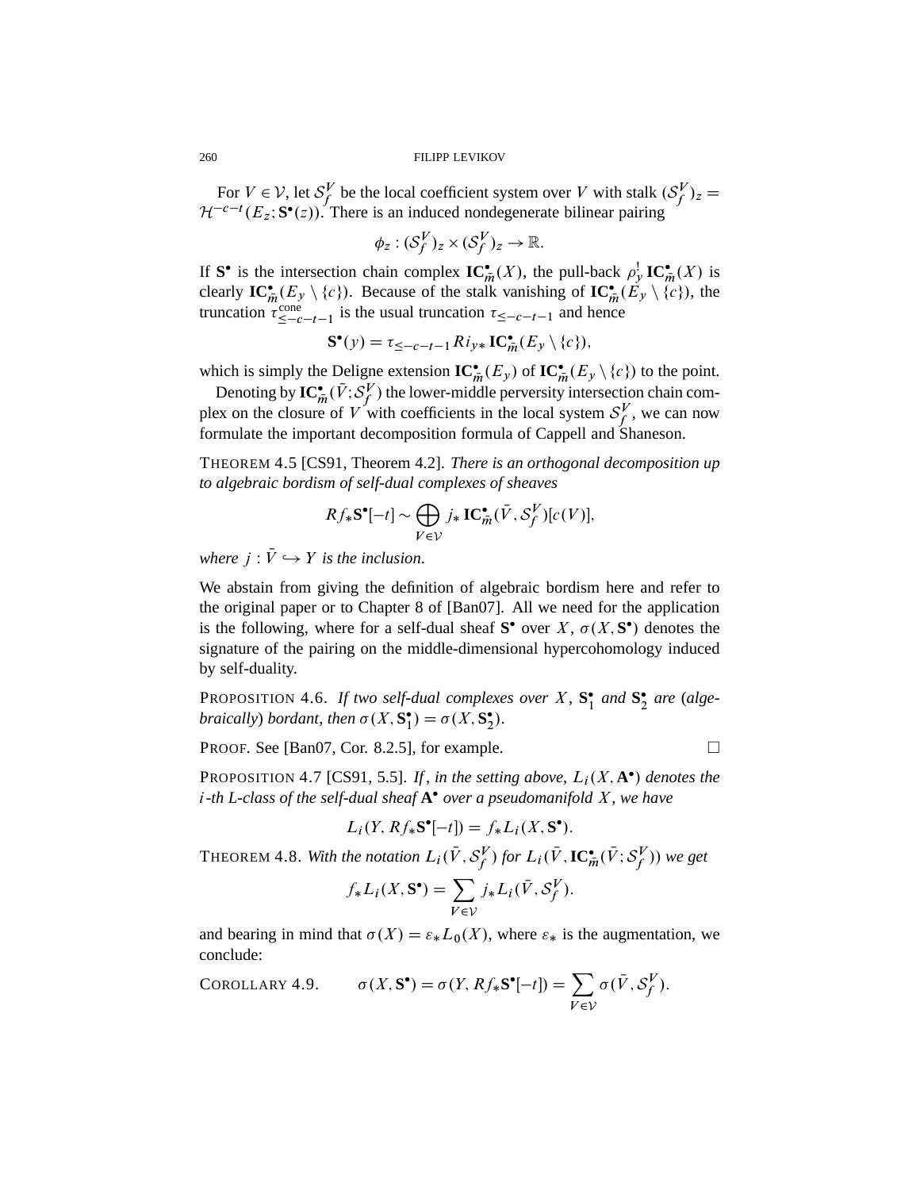For $V \in \mathcal{V}$, let $\mathcal{S}_f^V$ be the local coefficient system over $V$ with stalk $(\mathcal{S}_f^V)_z = \mathcal{H}^{-c-t}(E_z; \mathbf{S}^\bullet(z))$. There is an induced nondegenerate bilinear pairing

$$\phi_z : (\mathcal{S}_f^V)_z \times (\mathcal{S}_f^V)_z \to \mathbb{R}.$$

If $\mathbf{S}^\bullet$ is the intersection chain complex $\mathbf{IC}^\bullet_{\bar{m}}(X)$, the pull-back $\rho_y^! \, \mathbf{IC}^\bullet_{\bar{m}}(X)$ is clearly $\mathbf{IC}^\bullet_{\bar{m}}(E_y \setminus \{c\})$. Because of the stalk vanishing of $\mathbf{IC}^\bullet_{\bar{m}}(E_y \setminus \{c\})$, the truncation $\tau^{\text{cone}}_{\leq -c-t-1}$ is the usual truncation $\tau_{\leq -c-t-1}$ and hence

$$\mathbf{S}^\bullet(y) = \tau_{\leq -c-t-1} R i_{y*} \, \mathbf{IC}^\bullet_{\bar{m}}(E_y \setminus \{c\}),$$

which is simply the Deligne extension $\mathbf{IC}^\bullet_{\bar{m}}(E_y)$ of $\mathbf{IC}^\bullet_{\bar{m}}(E_y \setminus \{c\})$ to the point.

Denoting by $\mathbf{IC}^\bullet_{\bar{m}}(\bar{V}; \mathcal{S}_f^V)$ the lower-middle perversity intersection chain complex on the closure of $V$ with coefficients in the local system $\mathcal{S}_f^V$, we can now formulate the important decomposition formula of Cappell and Shaneson.

THEOREM 4.5 [CS91, Theorem 4.2]. *There is an orthogonal decomposition up to algebraic bordism of self-dual complexes of sheaves*

$$R f_* \mathbf{S}^\bullet[-t] \sim \bigoplus_{V \in \mathcal{V}} j_* \, \mathbf{IC}^\bullet_{\bar{m}}(\bar{V}, \mathcal{S}_f^V)[c(V)],$$

*where $j : \bar{V} \hookrightarrow Y$ is the inclusion.*

We abstain from giving the definition of algebraic bordism here and refer to the original paper or to Chapter 8 of [Ban07]. All we need for the application is the following, where for a self-dual sheaf $\mathbf{S}^\bullet$ over $X$, $\sigma(X, \mathbf{S}^\bullet)$ denotes the signature of the pairing on the middle-dimensional hypercohomology induced by self-duality.

PROPOSITION 4.6. *If two self-dual complexes over $X$, $\mathbf{S}^\bullet_1$ and $\mathbf{S}^\bullet_2$ are (algebraically) bordant, then $\sigma(X, \mathbf{S}^\bullet_1) = \sigma(X, \mathbf{S}^\bullet_2)$.*

PROOF. See [Ban07, Cor. 8.2.5], for example. □

PROPOSITION 4.7 [CS91, 5.5]. *If, in the setting above, $L_i(X, \mathbf{A}^\bullet)$ denotes the $i$-th L-class of the self-dual sheaf $\mathbf{A}^\bullet$ over a pseudomanifold $X$, we have*

$$L_i(Y, R f_* \mathbf{S}^\bullet[-t]) = f_* L_i(X, \mathbf{S}^\bullet).$$

THEOREM 4.8. *With the notation $L_i(\bar{V}, \mathcal{S}_f^V)$ for $L_i(\bar{V}, \mathbf{IC}^\bullet_{\bar{m}}(\bar{V}; \mathcal{S}_f^V))$ we get*

$$f_* L_i(X, \mathbf{S}^\bullet) = \sum_{V \in \mathcal{V}} j_* L_i(\bar{V}, \mathcal{S}_f^V).$$

and bearing in mind that $\sigma(X) = \varepsilon_* L_0(X)$, where $\varepsilon_*$ is the augmentation, we conclude:

COROLLARY 4.9.
$$\sigma(X, \mathbf{S}^\bullet) = \sigma(Y, R f_* \mathbf{S}^\bullet[-t]) = \sum_{V \in \mathcal{V}} \sigma(\bar{V}, \mathcal{S}_f^V).$$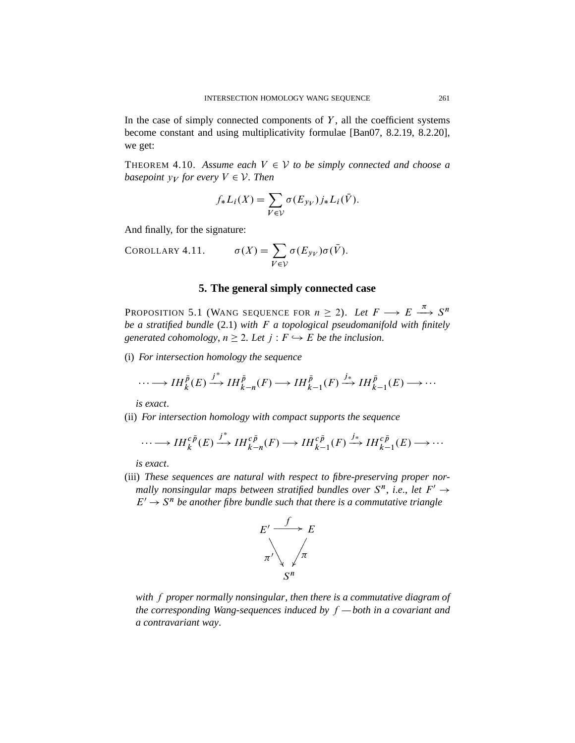In the case of simply connected components of $Y$, all the coefficient systems become constant and using multiplicativity formulae [Ban07, 8.2.19, 8.2.20], we get:

THEOREM 4.10. *Assume each $V \in \mathcal{V}$ to be simply connected and choose a basepoint $y_V$ for every $V \in \mathcal{V}$. Then*

$$f_* L_i(X) = \sum_{V \in \mathcal{V}} \sigma(E_{y_V}) j_* L_i(\bar{V}).$$

And finally, for the signature:

COROLLARY 4.11.
$$\sigma(X) = \sum_{V \in \mathcal{V}} \sigma(E_{y_V}) \sigma(\bar{V}).$$

## 5. The general simply connected case

PROPOSITION 5.1 (WANG SEQUENCE FOR $n \geq 2$). *Let $F \longrightarrow E \xrightarrow{\pi} S^n$ be a stratified bundle* (2.1) *with $F$ a topological pseudomanifold with finitely generated cohomology, $n \geq 2$. Let $j : F \hookrightarrow E$ be the inclusion.*

(i) *For intersection homology the sequence*

$$\cdots \longrightarrow IH_k^{\bar{p}}(E) \xrightarrow{j^*} IH_{k-n}^{\bar{p}}(F) \longrightarrow IH_{k-1}^{\bar{p}}(F) \xrightarrow{j_*} IH_{k-1}^{\bar{p}}(E) \longrightarrow \cdots$$

*is exact.*

(ii) *For intersection homology with compact supports the sequence*

$$\cdots \longrightarrow IH_k^{c\bar{p}}(E) \xrightarrow{j^*} IH_{k-n}^{c\bar{p}}(F) \longrightarrow IH_{k-1}^{c\bar{p}}(F) \xrightarrow{j_*} IH_{k-1}^{c\bar{p}}(E) \longrightarrow \cdots$$

*is exact.*

(iii) *These sequences are natural with respect to fibre-preserving proper normally nonsingular maps between stratified bundles over $S^n$, i.e., let $F' \to E' \to S^n$ be another fibre bundle such that there is a commutative triangle*

$$\begin{array}{ccc} E' & \xrightarrow{f} & E \\ & {\scriptstyle \pi'} \searrow \quad \swarrow {\scriptstyle \pi} & \\ & S^n & \end{array}$$

*with $f$ proper normally nonsingular, then there is a commutative diagram of the corresponding Wang-sequences induced by $f$ — both in a covariant and a contravariant way.*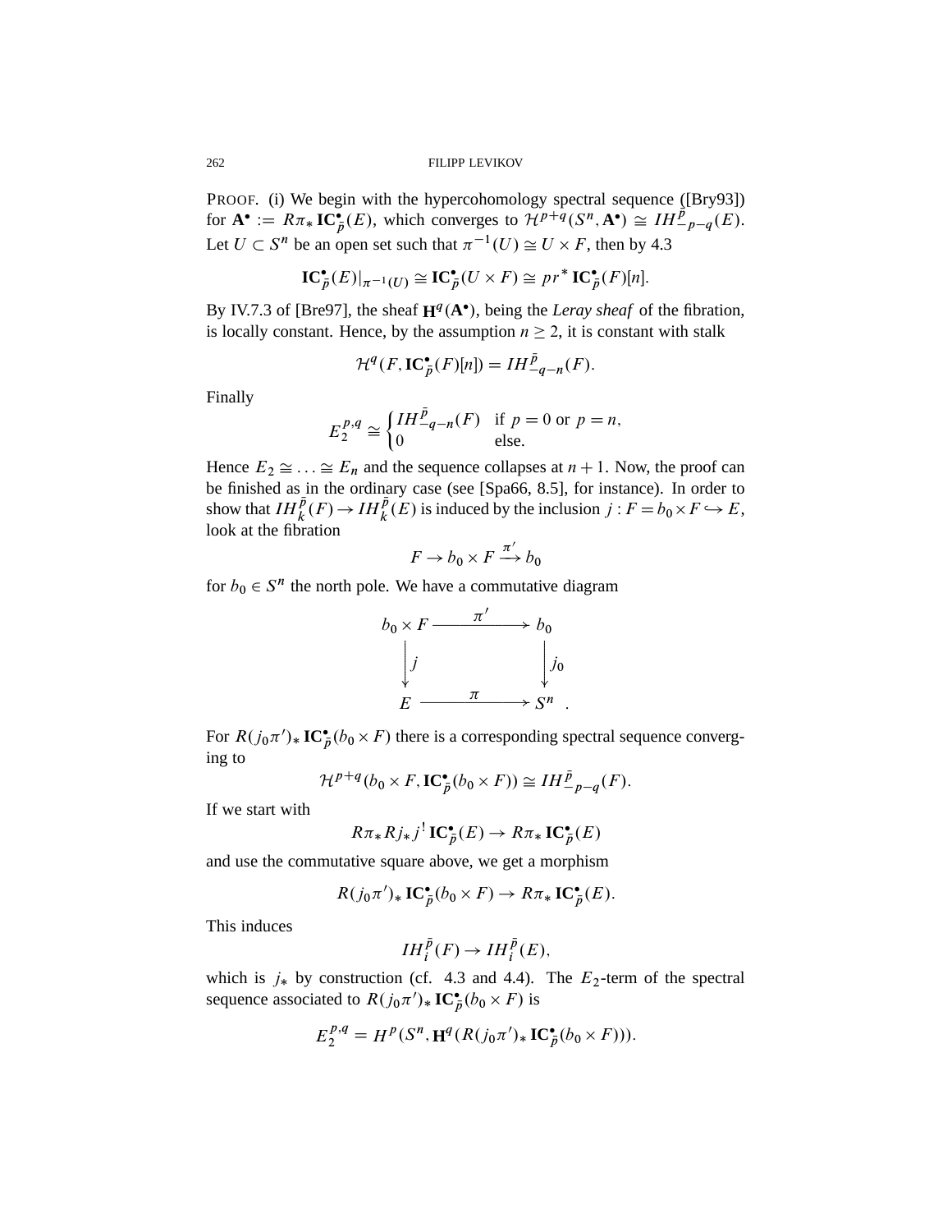PROOF. (i) We begin with the hypercohomology spectral sequence ([Bry93]) for $\mathbf{A}^\bullet := R\pi_* \mathbf{IC}^\bullet_{\bar{p}}(E)$, which converges to $\mathcal{H}^{p+q}(S^n, \mathbf{A}^\bullet) \cong IH^{\bar{p}}_{-p-q}(E)$. Let $U \subset S^n$ be an open set such that $\pi^{-1}(U) \cong U \times F$, then by 4.3

$$\mathbf{IC}^\bullet_{\bar{p}}(E)|_{\pi^{-1}(U)} \cong \mathbf{IC}^\bullet_{\bar{p}}(U \times F) \cong pr^* \mathbf{IC}^\bullet_{\bar{p}}(F)[n].$$

By IV.7.3 of [Bre97], the sheaf $\mathbf{H}^q(\mathbf{A}^\bullet)$, being the *Leray sheaf* of the fibration, is locally constant. Hence, by the assumption $n \geq 2$, it is constant with stalk

$$\mathcal{H}^q(F, \mathbf{IC}^\bullet_{\bar{p}}(F)[n]) = IH^{\bar{p}}_{-q-n}(F).$$

Finally

$$E_2^{p,q} \cong \begin{cases} IH^{\bar{p}}_{-q-n}(F) & \text{if } p = 0 \text{ or } p = n, \\ 0 & \text{else.} \end{cases}$$

Hence $E_2 \cong \ldots \cong E_n$ and the sequence collapses at $n+1$. Now, the proof can be finished as in the ordinary case (see [Spa66, 8.5], for instance). In order to show that $IH^{\bar{p}}_k(F) \to IH^{\bar{p}}_k(E)$ is induced by the inclusion $j : F = b_0 \times F \hookrightarrow E$, look at the fibration

$$F \to b_0 \times F \xrightarrow{\pi'} b_0$$

for $b_0 \in S^n$ the north pole. We have a commutative diagram

$$\begin{array}{ccc} b_0 \times F & \xrightarrow{\pi'} & b_0 \\ \downarrow j & & \downarrow j_0 \\ E & \xrightarrow{\pi} & S^n \end{array}.$$

For $R(j_0\pi')_* \mathbf{IC}^\bullet_{\bar{p}}(b_0 \times F)$ there is a corresponding spectral sequence converging to

$$\mathcal{H}^{p+q}(b_0 \times F, \mathbf{IC}^\bullet_{\bar{p}}(b_0 \times F)) \cong IH^{\bar{p}}_{-p-q}(F).$$

If we start with

$$R\pi_* Rj_* j^! \mathbf{IC}^\bullet_{\bar{p}}(E) \to R\pi_* \mathbf{IC}^\bullet_{\bar{p}}(E)$$

and use the commutative square above, we get a morphism

$$R(j_0\pi')_* \mathbf{IC}^\bullet_{\bar{p}}(b_0 \times F) \to R\pi_* \mathbf{IC}^\bullet_{\bar{p}}(E).$$

This induces

$$IH^{\bar{p}}_i(F) \to IH^{\bar{p}}_i(E),$$

which is $j_*$ by construction (cf. 4.3 and 4.4). The $E_2$-term of the spectral sequence associated to $R(j_0\pi')_* \mathbf{IC}^\bullet_{\bar{p}}(b_0 \times F)$ is

$$E_2^{p,q} = H^p(S^n, \mathbf{H}^q(R(j_0\pi')_* \mathbf{IC}^\bullet_{\bar{p}}(b_0 \times F))).$$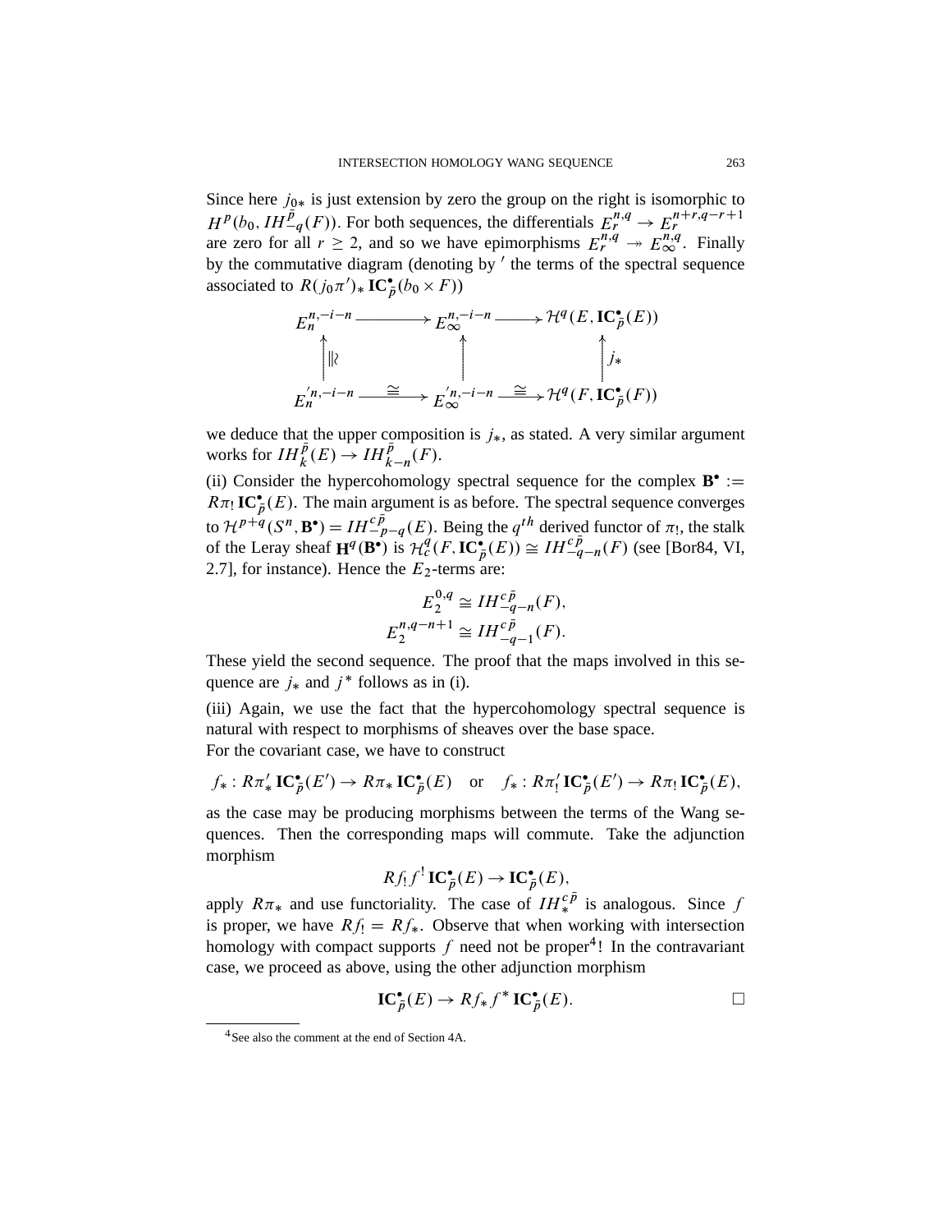Since here $j_{0*}$ is just extension by zero the group on the right is isomorphic to $H^p(b_0, IH^{\bar{p}}_{-q}(F))$. For both sequences, the differentials $E_r^{n,q} \to E_r^{n+r,q-r+1}$ are zero for all $r \geq 2$, and so we have epimorphisms $E_r^{n,q} \twoheadrightarrow E_\infty^{n,q}$. Finally by the commutative diagram (denoting by $'$ the terms of the spectral sequence associated to $R(j_0\pi')_* \, \mathbf{IC}^\bullet_{\bar{p}}(b_0 \times F)$)

$$
\begin{array}{ccccc}
E_n^{n,-i-n} & \longrightarrow & E_\infty^{n,-i-n} & \longrightarrow & \mathcal{H}^q(E, \mathbf{IC}^\bullet_{\bar{p}}(E)) \\
\uparrow \wr\| & & \uparrow & & \uparrow j_* \\
E_n'^{n,-i-n} & \xrightarrow{\cong} & E_\infty'^{n,-i-n} & \xrightarrow{\cong} & \mathcal{H}^q(F, \mathbf{IC}^\bullet_{\bar{p}}(F))
\end{array}
$$

we deduce that the upper composition is $j_*$, as stated. A very similar argument works for $IH^{\bar{p}}_k(E) \to IH^{\bar{p}}_{k-n}(F)$.

(ii) Consider the hypercohomology spectral sequence for the complex $\mathbf{B}^\bullet := R\pi_! \, \mathbf{IC}^\bullet_{\bar{p}}(E)$. The main argument is as before. The spectral sequence converges to $\mathcal{H}^{p+q}(S^n, \mathbf{B}^\bullet) = IH^{c\bar{p}}_{-p-q}(E)$. Being the $q^{th}$ derived functor of $\pi_!$, the stalk of the Leray sheaf $\mathbf{H}^q(\mathbf{B}^\bullet)$ is $\mathcal{H}^q_c(F, \mathbf{IC}^\bullet_{\bar{p}}(E)) \cong IH^{c\bar{p}}_{-q-n}(F)$ (see [Bor84, VI, 2.7], for instance). Hence the $E_2$-terms are:

$$
\begin{aligned}
E_2^{0,q} &\cong IH^{c\bar{p}}_{-q-n}(F), \\
E_2^{n,q-n+1} &\cong IH^{c\bar{p}}_{-q-1}(F).
\end{aligned}
$$

These yield the second sequence. The proof that the maps involved in this sequence are $j_*$ and $j^*$ follows as in (i).

(iii) Again, we use the fact that the hypercohomology spectral sequence is natural with respect to morphisms of sheaves over the base space.

For the covariant case, we have to construct

$$
f_* : R\pi'_* \, \mathbf{IC}^\bullet_{\bar{p}}(E') \to R\pi_* \, \mathbf{IC}^\bullet_{\bar{p}}(E) \quad \text{or} \quad f_* : R\pi'_! \, \mathbf{IC}^\bullet_{\bar{p}}(E') \to R\pi_! \, \mathbf{IC}^\bullet_{\bar{p}}(E),
$$

as the case may be producing morphisms between the terms of the Wang sequences. Then the corresponding maps will commute. Take the adjunction morphism

$$
Rf_! f^! \, \mathbf{IC}^\bullet_{\bar{p}}(E) \to \mathbf{IC}^\bullet_{\bar{p}}(E),
$$

apply $R\pi_*$ and use functoriality. The case of $IH^{c\bar{p}}_*$ is analogous. Since $f$ is proper, we have $Rf_! = Rf_*$. Observe that when working with intersection homology with compact supports $f$ need not be proper[4]! In the contravariant case, we proceed as above, using the other adjunction morphism

$$
\mathbf{IC}^\bullet_{\bar{p}}(E) \to Rf_* f^* \, \mathbf{IC}^\bullet_{\bar{p}}(E). \qquad \square
$$

[4] See also the comment at the end of Section 4A.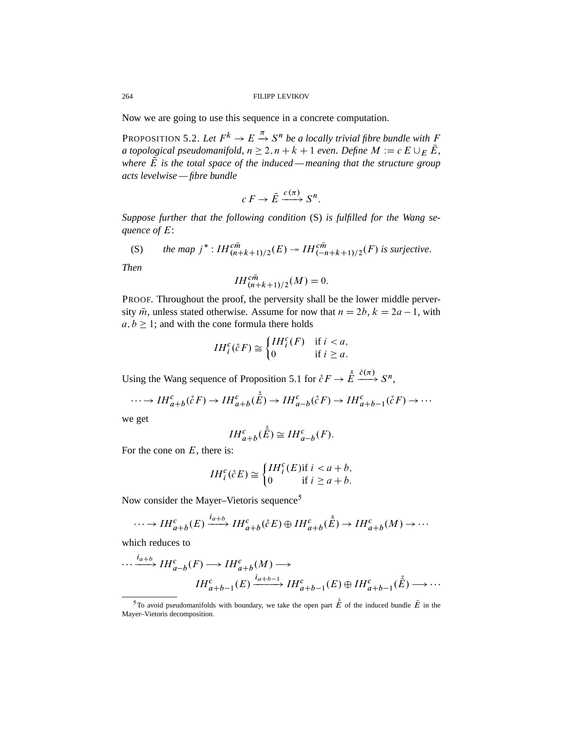Now we are going to use this sequence in a concrete computation.

PROPOSITION 5.2. *Let $F^k \to E \xrightarrow{\pi} S^n$ be a locally trivial fibre bundle with $F$ a topological pseudomanifold, $n \geq 2, n+k+1$ even. Define $M := c\,E \cup_E \bar{E}$, where $\bar{E}$ is the total space of the induced — meaning that the structure group acts levelwise — fibre bundle*

$$c\,F \to \bar{E} \xrightarrow{c(\pi)} S^n.$$

*Suppose further that the following condition* (S) *is fulfilled for the Wang sequence of $E$:*

(S) *the map $j^* : IH^{c\bar{m}}_{(n+k+1)/2}(E) \twoheadrightarrow IH^{c\bar{m}}_{(-n+k+1)/2}(F)$ is surjective.*

*Then*

$$IH^{c\bar{m}}_{(n+k+1)/2}(M) = 0.$$

PROOF. Throughout the proof, the perversity shall be the lower middle perversity $\bar{m}$, unless stated otherwise. Assume for now that $n = 2b$, $k = 2a - 1$, with $a, b \geq 1$; and with the cone formula there holds

$$IH^c_i(\mathring{c}F) \cong \begin{cases} IH^c_i(F) & \text{if } i < a, \\ 0 & \text{if } i \geq a. \end{cases}$$

Using the Wang sequence of Proposition 5.1 for $\mathring{c}F \to \mathring{\bar{E}} \xrightarrow{\mathring{c}(\pi)} S^n$,

$$\cdots \to IH^c_{a+b}(\mathring{c}F) \to IH^c_{a+b}(\mathring{\bar{E}}) \to IH^c_{a-b}(\mathring{c}F) \to IH^c_{a+b-1}(\mathring{c}F) \to \cdots$$

we get

$$IH^c_{a+b}(\mathring{\bar{E}}) \cong IH^c_{a-b}(F).$$

For the cone on $E$, there is:

$$IH^c_i(\mathring{c}E) \cong \begin{cases} IH^c_i(E) & \text{if } i < a+b, \\ 0 & \text{if } i \geq a+b. \end{cases}$$

Now consider the Mayer–Vietoris sequence[5]

$$\cdots \to IH^c_{a+b}(E) \xrightarrow{i_{a+b}} IH^c_{a+b}(\mathring{c}E) \oplus IH^c_{a+b}(\mathring{\bar{E}}) \to IH^c_{a+b}(M) \to \cdots$$

which reduces to

$$\cdots \xrightarrow{i_{a+b}} IH^c_{a-b}(F) \longrightarrow IH^c_{a+b}(M) \longrightarrow$$
$$IH^c_{a+b-1}(E) \xrightarrow{i_{a+b-1}} IH^c_{a+b-1}(E) \oplus IH^c_{a+b-1}(\mathring{\bar{E}}) \longrightarrow \cdots$$

[5] To avoid pseudomanifolds with boundary, we take the open part $\mathring{\bar{E}}$ of the induced bundle $\bar{E}$ in the Mayer–Vietoris decomposition.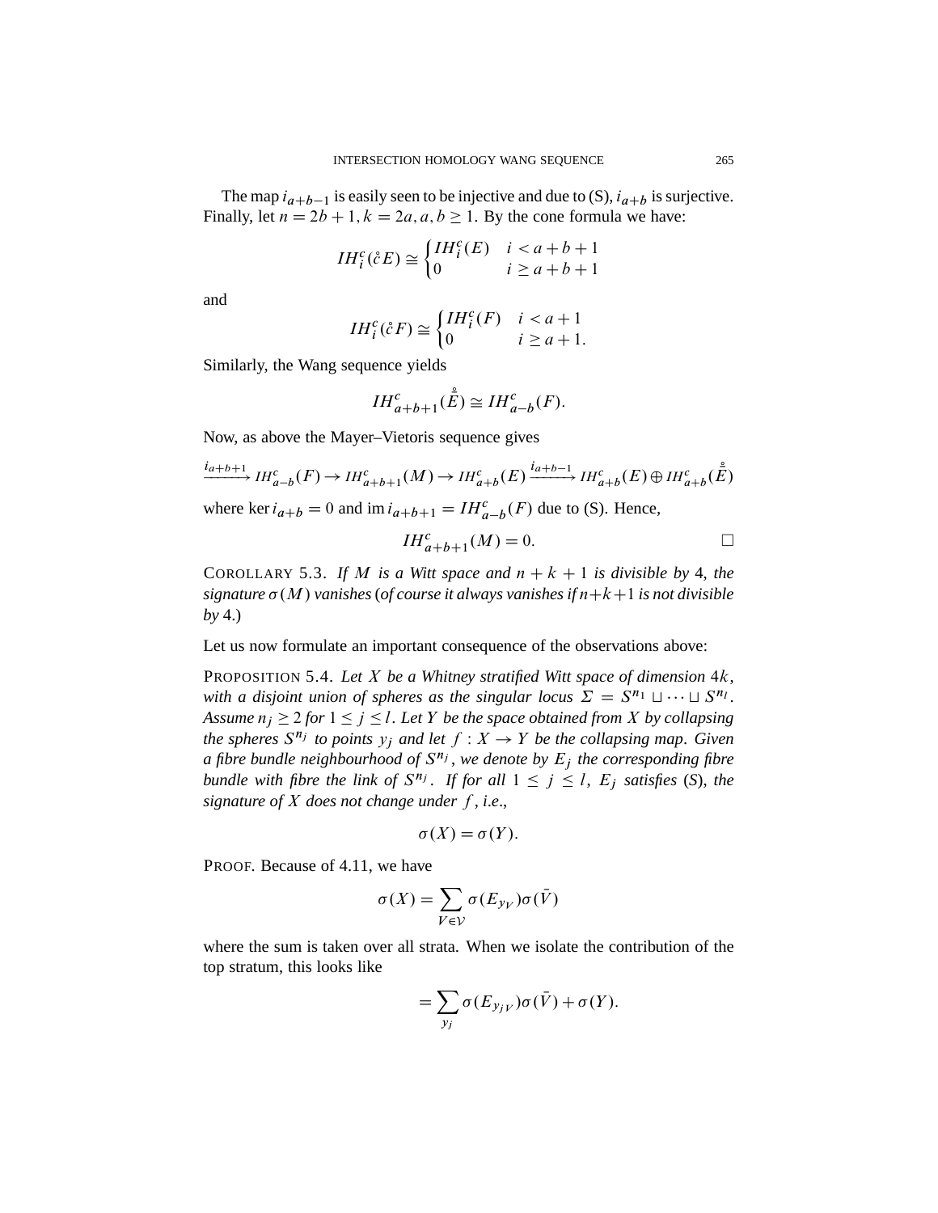The map $i_{a+b-1}$ is easily seen to be injective and due to (S), $i_{a+b}$ is surjective. Finally, let $n = 2b+1, k = 2a, a, b \geq 1$. By the cone formula we have:

$$IH_i^c(\mathring{c}E) \cong \begin{cases} IH_i^c(E) & i < a+b+1 \\ 0 & i \geq a+b+1 \end{cases}$$

and

$$IH_i^c(\mathring{c}F) \cong \begin{cases} IH_i^c(F) & i < a+1 \\ 0 & i \geq a+1. \end{cases}$$

Similarly, the Wang sequence yields

$$IH_{a+b+1}^c(\mathring{\bar{E}}) \cong IH_{a-b}^c(F).$$

Now, as above the Mayer–Vietoris sequence gives

$$\xrightarrow{i_{a+b+1}} IH_{a-b}^c(F) \to IH_{a+b+1}^c(M) \to IH_{a+b}^c(E) \xrightarrow{i_{a+b-1}} IH_{a+b}^c(E) \oplus IH_{a+b}^c(\mathring{\bar{E}})$$

where $\ker i_{a+b} = 0$ and $\operatorname{im} i_{a+b+1} = IH_{a-b}^c(F)$ due to (S). Hence,

$$IH_{a+b+1}^c(M) = 0. \qquad \square$$

COROLLARY 5.3. *If $M$ is a Witt space and $n+k+1$ is divisible by 4, the signature $\sigma(M)$ vanishes (of course it always vanishes if $n+k+1$ is not divisible by 4.)*

Let us now formulate an important consequence of the observations above:

PROPOSITION 5.4. *Let $X$ be a Whitney stratified Witt space of dimension $4k$, with a disjoint union of spheres as the singular locus $\Sigma = S^{n_1} \sqcup \cdots \sqcup S^{n_l}$. Assume $n_j \geq 2$ for $1 \leq j \leq l$. Let $Y$ be the space obtained from $X$ by collapsing the spheres $S^{n_j}$ to points $y_j$ and let $f : X \to Y$ be the collapsing map. Given a fibre bundle neighbourhood of $S^{n_j}$, we denote by $E_j$ the corresponding fibre bundle with fibre the link of $S^{n_j}$. If for all $1 \leq j \leq l$, $E_j$ satisfies (S), the signature of $X$ does not change under $f$, i.e.,*

$$\sigma(X) = \sigma(Y).$$

PROOF. Because of 4.11, we have

$$\sigma(X) = \sum_{V \in \mathcal{V}} \sigma(E_{y_V})\sigma(\bar{V})$$

where the sum is taken over all strata. When we isolate the contribution of the top stratum, this looks like

$$= \sum_{y_j} \sigma(E_{y_j V})\sigma(\bar{V}) + \sigma(Y).$$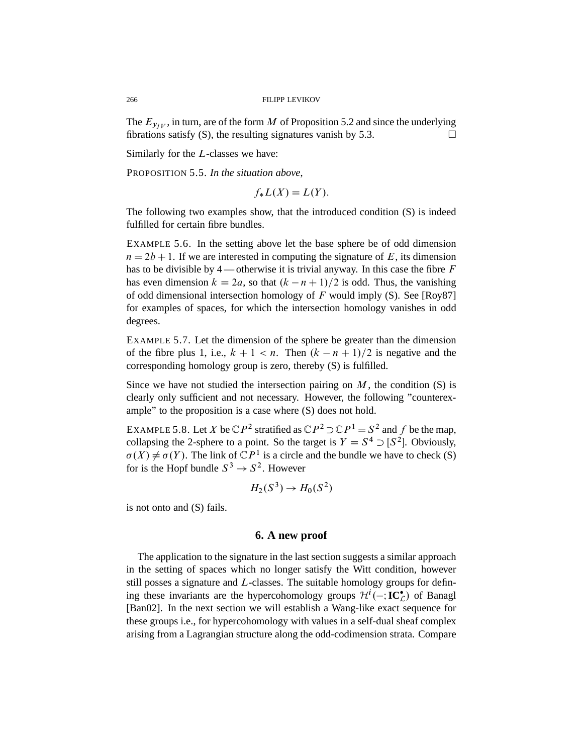The $E_{y_{jV}}$, in turn, are of the form $M$ of Proposition 5.2 and since the underlying fibrations satisfy (S), the resulting signatures vanish by 5.3. □

Similarly for the $L$-classes we have:

PROPOSITION 5.5. *In the situation above,*

$$f_*L(X) = L(Y).$$

The following two examples show, that the introduced condition (S) is indeed fulfilled for certain fibre bundles.

EXAMPLE 5.6. In the setting above let the base sphere be of odd dimension $n = 2b + 1$. If we are interested in computing the signature of $E$, its dimension has to be divisible by 4 — otherwise it is trivial anyway. In this case the fibre $F$ has even dimension $k = 2a$, so that $(k - n + 1)/2$ is odd. Thus, the vanishing of odd dimensional intersection homology of $F$ would imply (S). See [Roy87] for examples of spaces, for which the intersection homology vanishes in odd degrees.

EXAMPLE 5.7. Let the dimension of the sphere be greater than the dimension of the fibre plus 1, i.e., $k + 1 < n$. Then $(k - n + 1)/2$ is negative and the corresponding homology group is zero, thereby (S) is fulfilled.

Since we have not studied the intersection pairing on $M$, the condition (S) is clearly only sufficient and not necessary. However, the following "counterexample" to the proposition is a case where (S) does not hold.

EXAMPLE 5.8. Let $X$ be $\mathbb{C}P^2$ stratified as $\mathbb{C}P^2 \supset \mathbb{C}P^1 = S^2$ and $f$ be the map, collapsing the 2-sphere to a point. So the target is $Y = S^4 \supset [S^2]$. Obviously, $\sigma(X) \neq \sigma(Y)$. The link of $\mathbb{C}P^1$ is a circle and the bundle we have to check (S) for is the Hopf bundle $S^3 \to S^2$. However

$$H_2(S^3) \to H_0(S^2)$$

is not onto and (S) fails.

## 6. A new proof

The application to the signature in the last section suggests a similar approach in the setting of spaces which no longer satisfy the Witt condition, however still posses a signature and $L$-classes. The suitable homology groups for defining these invariants are the hypercohomology groups $\mathcal{H}^i(-; \mathbf{IC}^\bullet_{\mathcal{L}})$ of Banagl [Ban02]. In the next section we will establish a Wang-like exact sequence for these groups i.e., for hypercohomology with values in a self-dual sheaf complex arising from a Lagrangian structure along the odd-codimension strata. Compare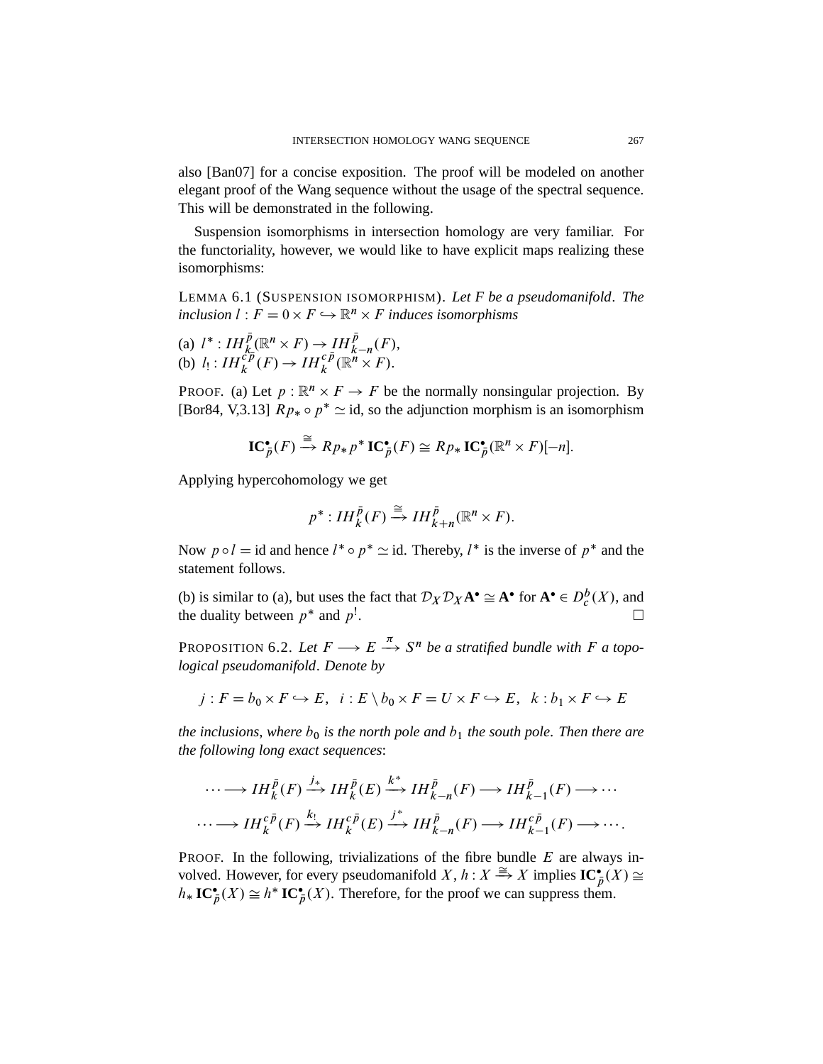also [Ban07] for a concise exposition. The proof will be modeled on another elegant proof of the Wang sequence without the usage of the spectral sequence. This will be demonstrated in the following.

Suspension isomorphisms in intersection homology are very familiar. For the functoriality, however, we would like to have explicit maps realizing these isomorphisms:

LEMMA 6.1 (SUSPENSION ISOMORPHISM). *Let $F$ be a pseudomanifold. The inclusion $l : F = 0 \times F \hookrightarrow \mathbb{R}^n \times F$ induces isomorphisms*

(a) $l^* : IH_k^{\bar{p}}(\mathbb{R}^n \times F) \to IH_{k-n}^{\bar{p}}(F)$,
(b) $l_! : IH_k^{c\bar{p}}(F) \to IH_k^{c\bar{p}}(\mathbb{R}^n \times F)$.

PROOF. (a) Let $p : \mathbb{R}^n \times F \to F$ be the normally nonsingular projection. By [Bor84, V,3.13] $Rp_* \circ p^* \simeq \mathrm{id}$, so the adjunction morphism is an isomorphism

$$\mathbf{IC}^\bullet_{\bar{p}}(F) \xrightarrow{\cong} Rp_* p^* \mathbf{IC}^\bullet_{\bar{p}}(F) \cong Rp_* \mathbf{IC}^\bullet_{\bar{p}}(\mathbb{R}^n \times F)[-n].$$

Applying hypercohomology we get

$$p^* : IH_k^{\bar{p}}(F) \xrightarrow{\cong} IH_{k+n}^{\bar{p}}(\mathbb{R}^n \times F).$$

Now $p \circ l = \mathrm{id}$ and hence $l^* \circ p^* \simeq \mathrm{id}$. Thereby, $l^*$ is the inverse of $p^*$ and the statement follows.

(b) is similar to (a), but uses the fact that $\mathcal{D}_X \mathcal{D}_X \mathbf{A}^\bullet \cong \mathbf{A}^\bullet$ for $\mathbf{A}^\bullet \in D_c^b(X)$, and the duality between $p^*$ and $p^!$. $\square$

PROPOSITION 6.2. *Let $F \longrightarrow E \xrightarrow{\pi} S^n$ be a stratified bundle with $F$ a topological pseudomanifold. Denote by*

$$j : F = b_0 \times F \hookrightarrow E, \quad i : E \setminus b_0 \times F = U \times F \hookrightarrow E, \quad k : b_1 \times F \hookrightarrow E$$

*the inclusions, where $b_0$ is the north pole and $b_1$ the south pole. Then there are the following long exact sequences:*

$$\cdots \longrightarrow IH_k^{\bar{p}}(F) \xrightarrow{j_*} IH_k^{\bar{p}}(E) \xrightarrow{k^*} IH_{k-n}^{\bar{p}}(F) \longrightarrow IH_{k-1}^{\bar{p}}(F) \longrightarrow \cdots$$

$$\cdots \longrightarrow IH_k^{c\bar{p}}(F) \xrightarrow{k_!} IH_k^{c\bar{p}}(E) \xrightarrow{j^*} IH_{k-n}^{\bar{p}}(F) \longrightarrow IH_{k-1}^{c\bar{p}}(F) \longrightarrow \cdots.$$

PROOF. In the following, trivializations of the fibre bundle $E$ are always involved. However, for every pseudomanifold $X$, $h : X \xrightarrow{\cong} X$ implies $\mathbf{IC}^\bullet_{\bar{p}}(X) \cong h_* \mathbf{IC}^\bullet_{\bar{p}}(X) \cong h^* \mathbf{IC}^\bullet_{\bar{p}}(X)$. Therefore, for the proof we can suppress them.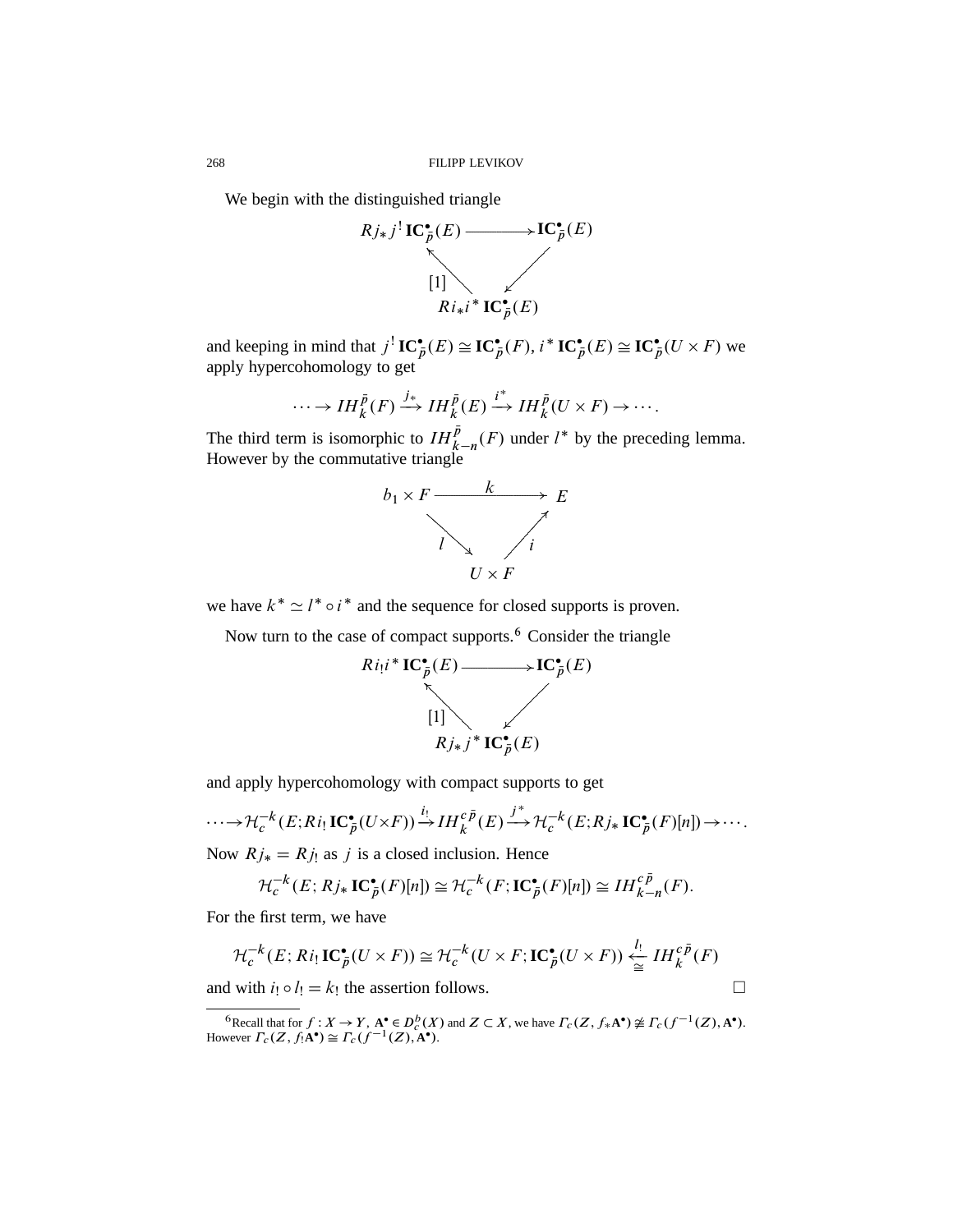We begin with the distinguished triangle

$$
\begin{array}{ccc}
Rj_* j^! \mathbf{IC}^\bullet_{\bar p}(E) & \longrightarrow & \mathbf{IC}^\bullet_{\bar p}(E) \\
& {\scriptstyle [1]}\nwarrow \quad \swarrow & \\
& Ri_* i^* \mathbf{IC}^\bullet_{\bar p}(E) &
\end{array}
$$

and keeping in mind that $j^! \mathbf{IC}^\bullet_{\bar p}(E) \cong \mathbf{IC}^\bullet_{\bar p}(F)$, $i^* \mathbf{IC}^\bullet_{\bar p}(E) \cong \mathbf{IC}^\bullet_{\bar p}(U \times F)$ we apply hypercohomology to get

$$
\cdots \to IH^{\bar p}_k(F) \xrightarrow{j_*} IH^{\bar p}_k(E) \xrightarrow{i^*} IH^{\bar p}_k(U \times F) \to \cdots.
$$

The third term is isomorphic to $IH^{\bar p}_{k-n}(F)$ under $l^*$ by the preceding lemma. However by the commutative triangle

$$
\begin{array}{ccc}
b_1 \times F & \xrightarrow{\quad k \quad} & E \\
& {\scriptstyle l}\searrow \quad \nearrow{\scriptstyle i} & \\
& U \times F &
\end{array}
$$

we have $k^* \simeq l^* \circ i^*$ and the sequence for closed supports is proven.

Now turn to the case of compact supports.[6] Consider the triangle

$$
\begin{array}{ccc}
Ri_! i^* \mathbf{IC}^\bullet_{\bar p}(E) & \longrightarrow & \mathbf{IC}^\bullet_{\bar p}(E) \\
& {\scriptstyle [1]}\nwarrow \quad \swarrow & \\
& Rj_* j^* \mathbf{IC}^\bullet_{\bar p}(E) &
\end{array}
$$

and apply hypercohomology with compact supports to get

$$
\cdots \to \mathcal{H}^{-k}_c(E; Ri_! \mathbf{IC}^\bullet_{\bar p}(U \times F)) \xrightarrow{i_!} IH^{c\bar p}_k(E) \xrightarrow{j^*} \mathcal{H}^{-k}_c(E; Rj_* \mathbf{IC}^\bullet_{\bar p}(F)[n]) \to \cdots.
$$

Now $Rj_* = Rj_!$ as $j$ is a closed inclusion. Hence

$$
\mathcal{H}^{-k}_c(E; Rj_* \mathbf{IC}^\bullet_{\bar p}(F)[n]) \cong \mathcal{H}^{-k}_c(F; \mathbf{IC}^\bullet_{\bar p}(F)[n]) \cong IH^{c\bar p}_{k-n}(F).
$$

For the first term, we have

$$
\mathcal{H}^{-k}_c(E; Ri_! \mathbf{IC}^\bullet_{\bar p}(U \times F)) \cong \mathcal{H}^{-k}_c(U \times F; \mathbf{IC}^\bullet_{\bar p}(U \times F)) \underset{\cong}{\overset{l_!}{\longleftarrow}} IH^{c\bar p}_k(F)
$$

and with $i_! \circ l_! = k_!$ the assertion follows. $\square$

---

[6] Recall that for $f : X \to Y$, $\mathbf{A}^\bullet \in D^b_c(X)$ and $Z \subset X$, we have $\Gamma_c(Z, f_* \mathbf{A}^\bullet) \ncong \Gamma_c(f^{-1}(Z), \mathbf{A}^\bullet)$. However $\Gamma_c(Z, f_! \mathbf{A}^\bullet) \cong \Gamma_c(f^{-1}(Z), \mathbf{A}^\bullet)$.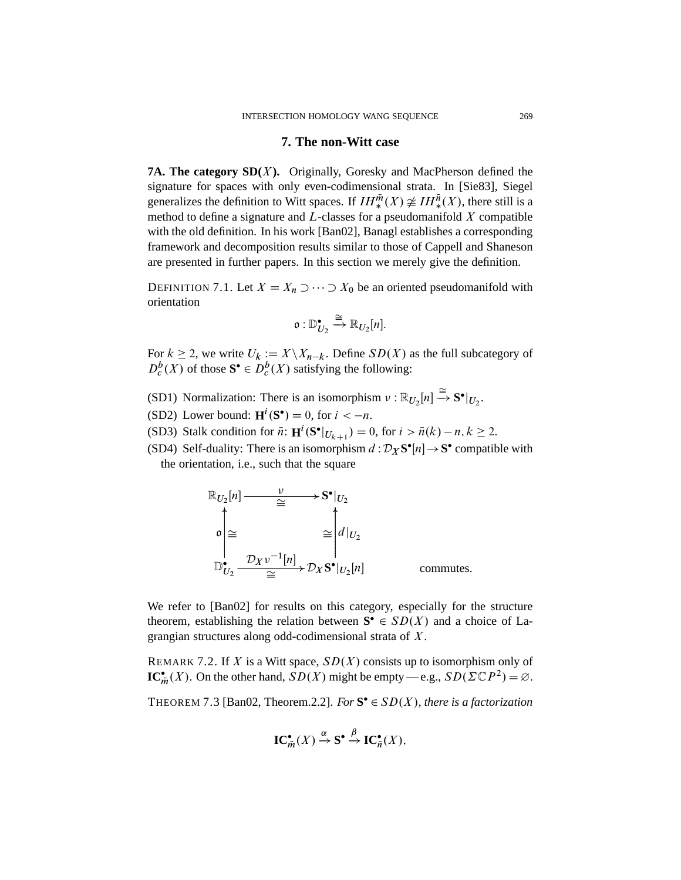## 7. The non-Witt case

**7A. The category SD($X$).** Originally, Goresky and MacPherson defined the signature for spaces with only even-codimensional strata. In [Sie83], Siegel generalizes the definition to Witt spaces. If $IH_*^{\bar{m}}(X) \not\cong IH_*^{\bar{n}}(X)$, there still is a method to define a signature and $L$-classes for a pseudomanifold $X$ compatible with the old definition. In his work [Ban02], Banagl establishes a corresponding framework and decomposition results similar to those of Cappell and Shaneson are presented in further papers. In this section we merely give the definition.

DEFINITION 7.1. Let $X = X_n \supset \cdots \supset X_0$ be an oriented pseudomanifold with orientation

$$\mathfrak{o} : \mathbb{D}^\bullet_{U_2} \xrightarrow{\cong} \mathbb{R}_{U_2}[n].$$

For $k \geq 2$, we write $U_k := X \backslash X_{n-k}$. Define $SD(X)$ as the full subcategory of $D_c^b(X)$ of those $\mathbf{S}^\bullet \in D_c^b(X)$ satisfying the following:

(SD1) Normalization: There is an isomorphism $\nu : \mathbb{R}_{U_2}[n] \xrightarrow{\cong} \mathbf{S}^\bullet|_{U_2}$.

(SD2) Lower bound: $\mathbf{H}^i(\mathbf{S}^\bullet) = 0$, for $i < -n$.

(SD3) Stalk condition for $\bar{n}$: $\mathbf{H}^i(\mathbf{S}^\bullet|_{U_{k+1}}) = 0$, for $i > \bar{n}(k) - n, k \geq 2$.

(SD4) Self-duality: There is an isomorphism $d : \mathcal{D}_X \mathbf{S}^\bullet[n] \to \mathbf{S}^\bullet$ compatible with the orientation, i.e., such that the square

$$\begin{array}{ccc} \mathbb{R}_{U_2}[n] & \xrightarrow[\cong]{\nu} & \mathbf{S}^\bullet|_{U_2} \\ \mathfrak{o}\uparrow\cong & & \cong\uparrow d|_{U_2} \\ \mathbb{D}^\bullet_{U_2} & \xrightarrow[\cong]{\mathcal{D}_X \nu^{-1}[n]} & \mathcal{D}_X \mathbf{S}^\bullet|_{U_2}[n] \end{array}$$

commutes.

We refer to [Ban02] for results on this category, especially for the structure theorem, establishing the relation between $\mathbf{S}^\bullet \in SD(X)$ and a choice of Lagrangian structures along odd-codimensional strata of $X$.

REMARK 7.2. If $X$ is a Witt space, $SD(X)$ consists up to isomorphism only of $\mathbf{IC}^\bullet_{\bar{m}}(X)$. On the other hand, $SD(X)$ might be empty — e.g., $SD(\Sigma\mathbb{C}P^2) = \varnothing$.

THEOREM 7.3 [Ban02, Theorem.2.2]. *For $\mathbf{S}^\bullet \in SD(X)$, there is a factorization*

$$\mathbf{IC}^\bullet_{\bar{m}}(X) \xrightarrow{\alpha} \mathbf{S}^\bullet \xrightarrow{\beta} \mathbf{IC}^\bullet_{\bar{n}}(X),$$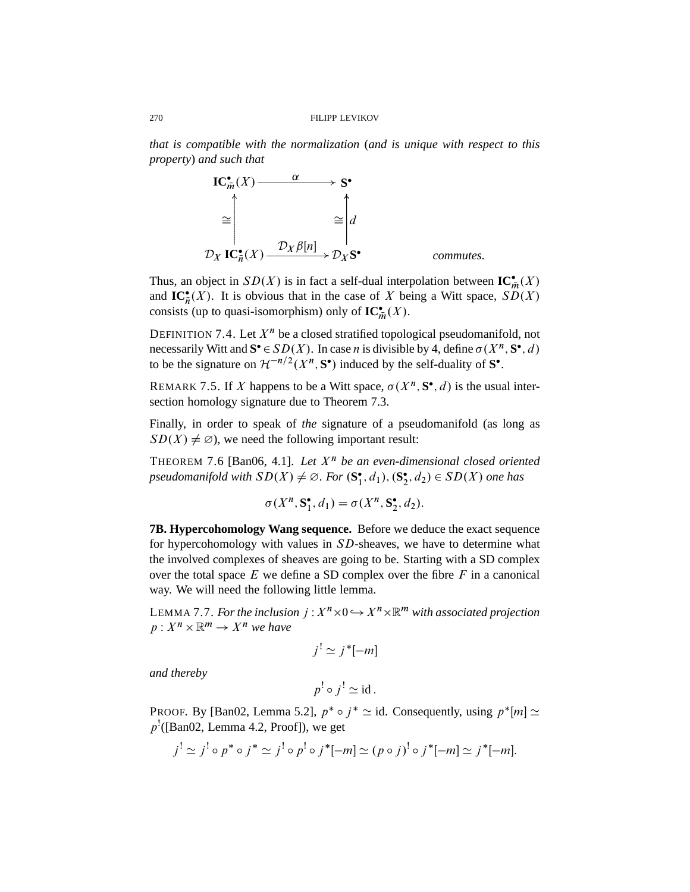*that is compatible with the normalization* (*and is unique with respect to this property*) *and such that*

$$\begin{array}{ccc}
\mathbf{IC}^{\bullet}_{\bar{m}}(X) & \xrightarrow{\quad\alpha\quad} & \mathbf{S}^{\bullet} \\
\uparrow \cong & & \cong \uparrow d \\
\mathcal{D}_X\, \mathbf{IC}^{\bullet}_{\bar{n}}(X) & \xrightarrow{\mathcal{D}_X \beta[n]} & \mathcal{D}_X \mathbf{S}^{\bullet}
\end{array}$$

*commutes.*

Thus, an object in $SD(X)$ is in fact a self-dual interpolation between $\mathbf{IC}^{\bullet}_{\bar{m}}(X)$ and $\mathbf{IC}^{\bullet}_{\bar{n}}(X)$. It is obvious that in the case of $X$ being a Witt space, $SD(X)$ consists (up to quasi-isomorphism) only of $\mathbf{IC}^{\bullet}_{\bar{m}}(X)$.

DEFINITION 7.4. Let $X^n$ be a closed stratified topological pseudomanifold, not necessarily Witt and $\mathbf{S}^{\bullet} \in SD(X)$. In case $n$ is divisible by 4, define $\sigma(X^n, \mathbf{S}^{\bullet}, d)$ to be the signature on $\mathcal{H}^{-n/2}(X^n, \mathbf{S}^{\bullet})$ induced by the self-duality of $\mathbf{S}^{\bullet}$.

REMARK 7.5. If $X$ happens to be a Witt space, $\sigma(X^n, \mathbf{S}^{\bullet}, d)$ is the usual intersection homology signature due to Theorem 7.3.

Finally, in order to speak of *the* signature of a pseudomanifold (as long as $SD(X) \neq \varnothing$), we need the following important result:

THEOREM 7.6 [Ban06, 4.1]. *Let $X^n$ be an even-dimensional closed oriented pseudomanifold with $SD(X) \neq \varnothing$. For $(\mathbf{S}^{\bullet}_1, d_1), (\mathbf{S}^{\bullet}_2, d_2) \in SD(X)$ one has*

$$\sigma(X^n, \mathbf{S}^{\bullet}_1, d_1) = \sigma(X^n, \mathbf{S}^{\bullet}_2, d_2).$$

**7B. Hypercohomology Wang sequence.** Before we deduce the exact sequence for hypercohomology with values in $SD$-sheaves, we have to determine what the involved complexes of sheaves are going to be. Starting with a SD complex over the total space $E$ we define a SD complex over the fibre $F$ in a canonical way. We will need the following little lemma.

LEMMA 7.7. *For the inclusion $j : X^n \times 0 \hookrightarrow X^n \times \mathbb{R}^m$ with associated projection $p : X^n \times \mathbb{R}^m \to X^n$ we have*

$$j^! \simeq j^*[-m]$$

*and thereby*

$$p^! \circ j^! \simeq \mathrm{id}\,.$$

PROOF. By [Ban02, Lemma 5.2], $p^* \circ j^* \simeq \mathrm{id}$. Consequently, using $p^*[m] \simeq p^!$([Ban02, Lemma 4.2, Proof]), we get

$$j^! \simeq j^! \circ p^* \circ j^* \simeq j^! \circ p^! \circ j^*[-m] \simeq (p \circ j)^! \circ j^*[-m] \simeq j^*[-m].$$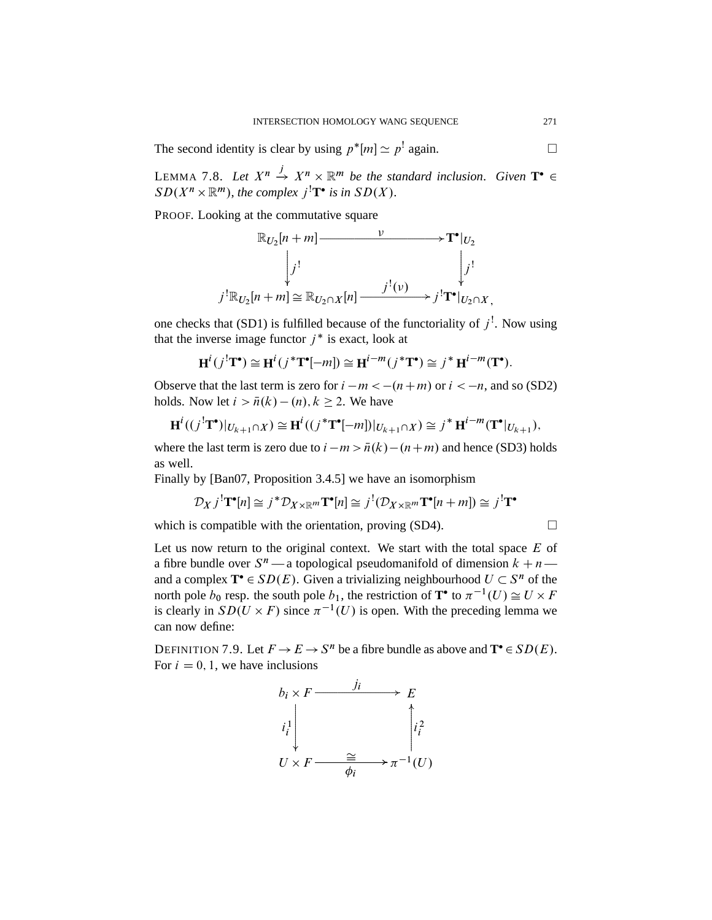The second identity is clear by using $p^*[m] \simeq p^!$ again. $\square$

LEMMA 7.8. *Let $X^n \xrightarrow{j} X^n \times \mathbb{R}^m$ be the standard inclusion. Given $\mathbf{T}^\bullet \in SD(X^n \times \mathbb{R}^m)$, the complex $j^!\mathbf{T}^\bullet$ is in $SD(X)$.*

PROOF. Looking at the commutative square

$$\begin{array}{ccc}
\mathbb{R}_{U_2}[n+m] & \xrightarrow{\quad \nu \quad} & \mathbf{T}^\bullet|_{U_2} \\
\big\downarrow j^! & & \big\downarrow j^! \\
j^!\mathbb{R}_{U_2}[n+m] \cong \mathbb{R}_{U_2 \cap X}[n] & \xrightarrow{\quad j^!(\nu) \quad} & j^!\mathbf{T}^\bullet|_{U_2 \cap X},
\end{array}$$

one checks that (SD1) is fulfilled because of the functoriality of $j^!$. Now using that the inverse image functor $j^*$ is exact, look at

$$\mathbf{H}^i(j^!\mathbf{T}^\bullet) \cong \mathbf{H}^i(j^*\mathbf{T}^\bullet[-m]) \cong \mathbf{H}^{i-m}(j^*\mathbf{T}^\bullet) \cong j^*\,\mathbf{H}^{i-m}(\mathbf{T}^\bullet).$$

Observe that the last term is zero for $i - m < -(n+m)$ or $i < -n$, and so (SD2) holds. Now let $i > \bar{n}(k) - (n), k \geq 2$. We have

$$\mathbf{H}^i((j^!\mathbf{T}^\bullet)|_{U_{k+1} \cap X}) \cong \mathbf{H}^i((j^*\mathbf{T}^\bullet[-m])|_{U_{k+1} \cap X}) \cong j^*\,\mathbf{H}^{i-m}(\mathbf{T}^\bullet|_{U_{k+1}}),$$

where the last term is zero due to $i - m > \bar{n}(k) - (n+m)$ and hence (SD3) holds as well.

Finally by [Ban07, Proposition 3.4.5] we have an isomorphism

$$\mathcal{D}_X\, j^!\mathbf{T}^\bullet[n] \cong j^*\mathcal{D}_{X \times \mathbb{R}^m}\mathbf{T}^\bullet[n] \cong j^!(\mathcal{D}_{X \times \mathbb{R}^m}\mathbf{T}^\bullet[n+m]) \cong j^!\mathbf{T}^\bullet$$

which is compatible with the orientation, proving (SD4). $\square$

Let us now return to the original context. We start with the total space $E$ of a fibre bundle over $S^n$ — a topological pseudomanifold of dimension $k+n$ — and a complex $\mathbf{T}^\bullet \in SD(E)$. Given a trivializing neighbourhood $U \subset S^n$ of the north pole $b_0$ resp. the south pole $b_1$, the restriction of $\mathbf{T}^\bullet$ to $\pi^{-1}(U) \cong U \times F$ is clearly in $SD(U \times F)$ since $\pi^{-1}(U)$ is open. With the preceding lemma we can now define:

DEFINITION 7.9. Let $F \to E \to S^n$ be a fibre bundle as above and $\mathbf{T}^\bullet \in SD(E)$. For $i = 0, 1$, we have inclusions

$$\begin{array}{ccc}
b_i \times F & \xrightarrow{\quad j_i \quad} & E \\
\big\downarrow i_i^1 & & \big\uparrow i_i^2 \\
U \times F & \xrightarrow[\phi_i]{\cong} & \pi^{-1}(U)
\end{array}$$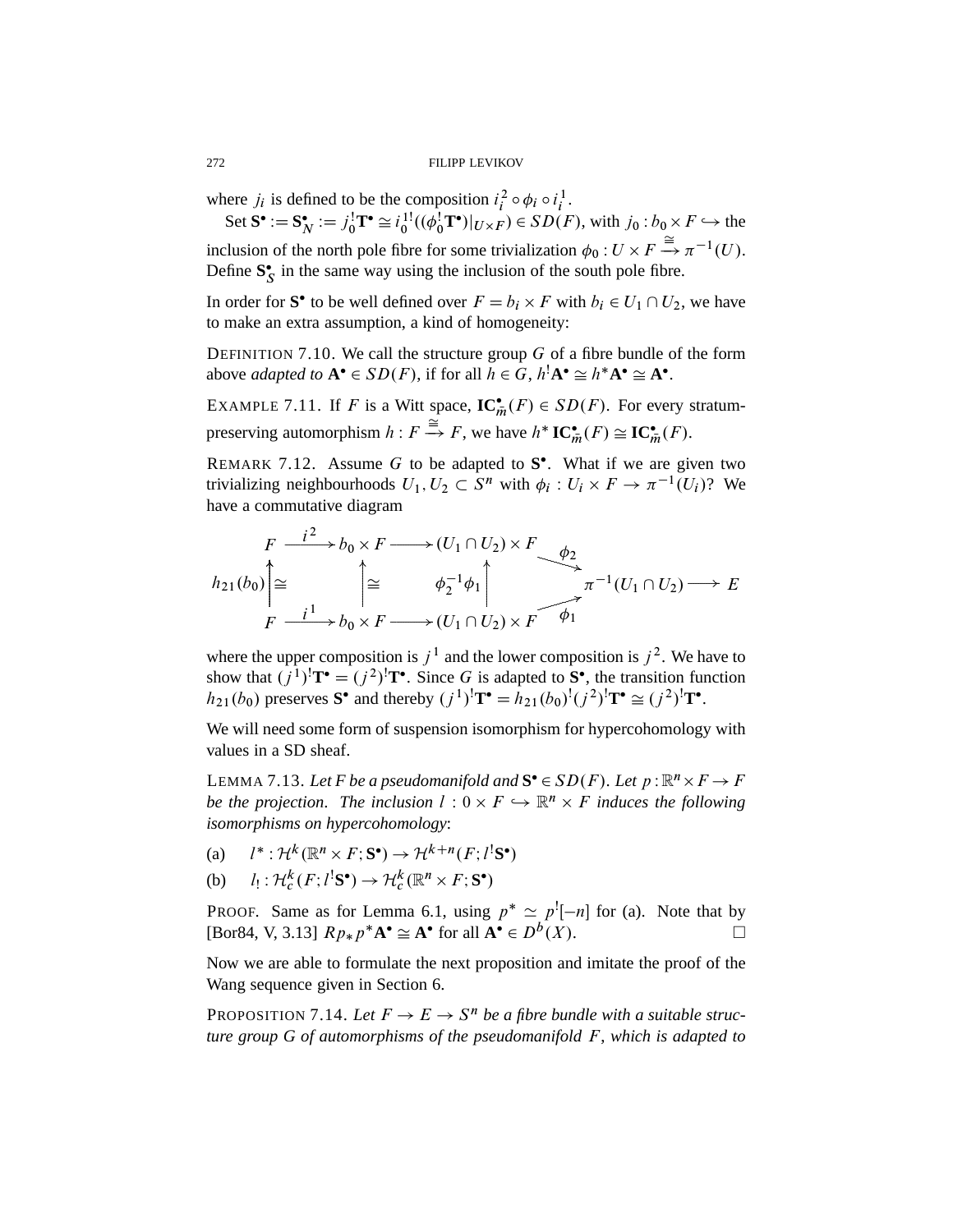where $j_i$ is defined to be the composition $i_i^2 \circ \phi_i \circ i_i^1$.

Set $\mathbf{S}^\bullet := \mathbf{S}^\bullet_N := j_0^! \mathbf{T}^\bullet \cong i_0^{1!}((\phi_0^! \mathbf{T}^\bullet)|_{U \times F}) \in SD(F)$, with $j_0 : b_0 \times F \hookrightarrow$ the inclusion of the north pole fibre for some trivialization $\phi_0 : U \times F \xrightarrow{\cong} \pi^{-1}(U)$. Define $\mathbf{S}^\bullet_S$ in the same way using the inclusion of the south pole fibre.

In order for $\mathbf{S}^\bullet$ to be well defined over $F = b_i \times F$ with $b_i \in U_1 \cap U_2$, we have to make an extra assumption, a kind of homogeneity:

DEFINITION 7.10. We call the structure group $G$ of a fibre bundle of the form above *adapted to* $\mathbf{A}^\bullet \in SD(F)$, if for all $h \in G$, $h^! \mathbf{A}^\bullet \cong h^* \mathbf{A}^\bullet \cong \mathbf{A}^\bullet$.

EXAMPLE 7.11. If $F$ is a Witt space, $\mathbf{IC}^\bullet_{\bar{m}}(F) \in SD(F)$. For every stratum-preserving automorphism $h : F \xrightarrow{\cong} F$, we have $h^* \mathbf{IC}^\bullet_{\bar{m}}(F) \cong \mathbf{IC}^\bullet_{\bar{m}}(F)$.

REMARK 7.12. Assume $G$ to be adapted to $\mathbf{S}^\bullet$. What if we are given two trivializing neighbourhoods $U_1, U_2 \subset S^n$ with $\phi_i : U_i \times F \to \pi^{-1}(U_i)$? We have a commutative diagram

$$
\begin{array}{ccccccc}
F & \xrightarrow{i^2} & b_0 \times F & \longrightarrow & (U_1 \cap U_2) \times F & \overset{\phi_2}{\searrow} & \\
h_{21}(b_0) \uparrow \cong & & \uparrow \cong & & \phi_2^{-1}\phi_1 \uparrow & & \pi^{-1}(U_1 \cap U_2) \longrightarrow E \\
F & \xrightarrow{i^1} & b_0 \times F & \longrightarrow & (U_1 \cap U_2) \times F & \underset{\phi_1}{\nearrow} &
\end{array}
$$

where the upper composition is $j^1$ and the lower composition is $j^2$. We have to show that $(j^1)^! \mathbf{T}^\bullet = (j^2)^! \mathbf{T}^\bullet$. Since $G$ is adapted to $\mathbf{S}^\bullet$, the transition function $h_{21}(b_0)$ preserves $\mathbf{S}^\bullet$ and thereby $(j^1)^! \mathbf{T}^\bullet = h_{21}(b_0)^! (j^2)^! \mathbf{T}^\bullet \cong (j^2)^! \mathbf{T}^\bullet$.

We will need some form of suspension isomorphism for hypercohomology with values in a SD sheaf.

LEMMA 7.13. *Let $F$ be a pseudomanifold and $\mathbf{S}^\bullet \in SD(F)$. Let $p : \mathbb{R}^n \times F \to F$ be the projection. The inclusion $l : 0 \times F \hookrightarrow \mathbb{R}^n \times F$ induces the following isomorphisms on hypercohomology*:

(a) $\quad l^* : \mathcal{H}^k(\mathbb{R}^n \times F; \mathbf{S}^\bullet) \to \mathcal{H}^{k+n}(F; l^! \mathbf{S}^\bullet)$

(b) $\quad l_! : \mathcal{H}^k_c(F; l^! \mathbf{S}^\bullet) \to \mathcal{H}^k_c(\mathbb{R}^n \times F; \mathbf{S}^\bullet)$

PROOF. Same as for Lemma 6.1, using $p^* \simeq p^![-n]$ for (a). Note that by [Bor84, V, 3.13] $Rp_* p^* \mathbf{A}^\bullet \cong \mathbf{A}^\bullet$ for all $\mathbf{A}^\bullet \in D^b(X)$. □

Now we are able to formulate the next proposition and imitate the proof of the Wang sequence given in Section 6.

PROPOSITION 7.14. *Let $F \to E \to S^n$ be a fibre bundle with a suitable structure group $G$ of automorphisms of the pseudomanifold $F$, which is adapted to*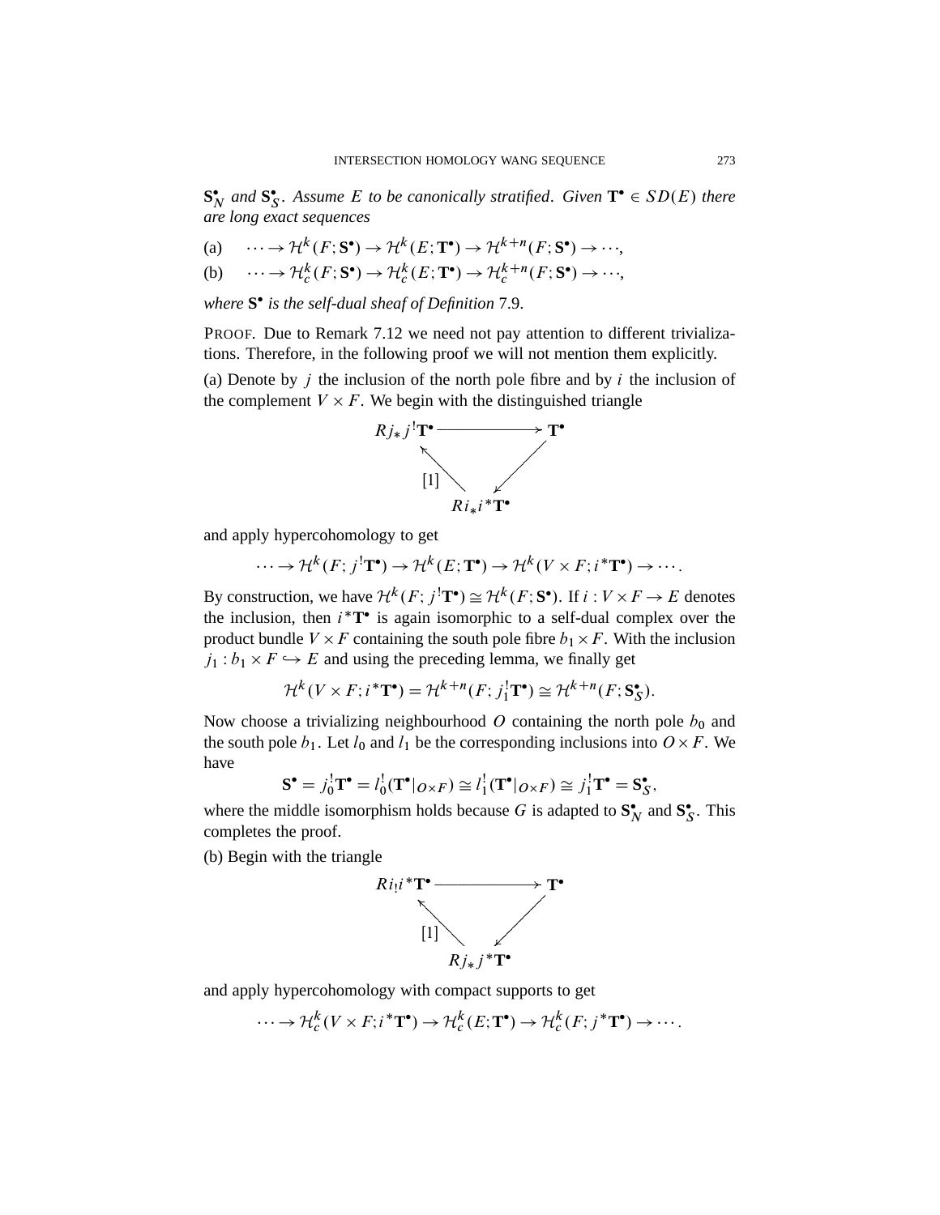$\mathbf{S}^\bullet_N$ *and* $\mathbf{S}^\bullet_S$. *Assume* $E$ *to be canonically stratified. Given* $\mathbf{T}^\bullet \in SD(E)$ *there are long exact sequences*

(a) $\quad \cdots \to \mathcal{H}^k(F;\mathbf{S}^\bullet) \to \mathcal{H}^k(E;\mathbf{T}^\bullet) \to \mathcal{H}^{k+n}(F;\mathbf{S}^\bullet) \to \cdots,$

(b) $\quad \cdots \to \mathcal{H}^k_c(F;\mathbf{S}^\bullet) \to \mathcal{H}^k_c(E;\mathbf{T}^\bullet) \to \mathcal{H}^{k+n}_c(F;\mathbf{S}^\bullet) \to \cdots,$

*where* $\mathbf{S}^\bullet$ *is the self-dual sheaf of Definition* 7.9.

PROOF. Due to Remark 7.12 we need not pay attention to different trivializations. Therefore, in the following proof we will not mention them explicitly.

(a) Denote by $j$ the inclusion of the north pole fibre and by $i$ the inclusion of the complement $V \times F$. We begin with the distinguished triangle

$$\begin{array}{ccc} Rj_*j^!\mathbf{T}^\bullet & \longrightarrow & \mathbf{T}^\bullet \\ & {\scriptstyle [1]}\nwarrow \quad \swarrow & \\ & Ri_*i^*\mathbf{T}^\bullet & \end{array}$$

and apply hypercohomology to get

$$\cdots \to \mathcal{H}^k(F;j^!\mathbf{T}^\bullet) \to \mathcal{H}^k(E;\mathbf{T}^\bullet) \to \mathcal{H}^k(V\times F;i^*\mathbf{T}^\bullet) \to \cdots.$$

By construction, we have $\mathcal{H}^k(F;j^!\mathbf{T}^\bullet) \cong \mathcal{H}^k(F;\mathbf{S}^\bullet)$. If $i: V\times F \to E$ denotes the inclusion, then $i^*\mathbf{T}^\bullet$ is again isomorphic to a self-dual complex over the product bundle $V\times F$ containing the south pole fibre $b_1 \times F$. With the inclusion $j_1 : b_1 \times F \hookrightarrow E$ and using the preceding lemma, we finally get

$$\mathcal{H}^k(V\times F;i^*\mathbf{T}^\bullet) = \mathcal{H}^{k+n}(F;j_1^!\mathbf{T}^\bullet) \cong \mathcal{H}^{k+n}(F;\mathbf{S}^\bullet_S).$$

Now choose a trivializing neighbourhood $O$ containing the north pole $b_0$ and the south pole $b_1$. Let $l_0$ and $l_1$ be the corresponding inclusions into $O\times F$. We have

$$\mathbf{S}^\bullet = j_0^!\mathbf{T}^\bullet = l_0^!(\mathbf{T}^\bullet|_{O\times F}) \cong l_1^!(\mathbf{T}^\bullet|_{O\times F}) \cong j_1^!\mathbf{T}^\bullet = \mathbf{S}^\bullet_S,$$

where the middle isomorphism holds because $G$ is adapted to $\mathbf{S}^\bullet_N$ and $\mathbf{S}^\bullet_S$. This completes the proof.

(b) Begin with the triangle

$$\begin{array}{ccc} Ri_!i^*\mathbf{T}^\bullet & \longrightarrow & \mathbf{T}^\bullet \\ & {\scriptstyle [1]}\nwarrow \quad \swarrow & \\ & Rj_*j^*\mathbf{T}^\bullet & \end{array}$$

and apply hypercohomology with compact supports to get

$$\cdots \to \mathcal{H}^k_c(V\times F;i^*\mathbf{T}^\bullet) \to \mathcal{H}^k_c(E;\mathbf{T}^\bullet) \to \mathcal{H}^k_c(F;j^*\mathbf{T}^\bullet) \to \cdots.$$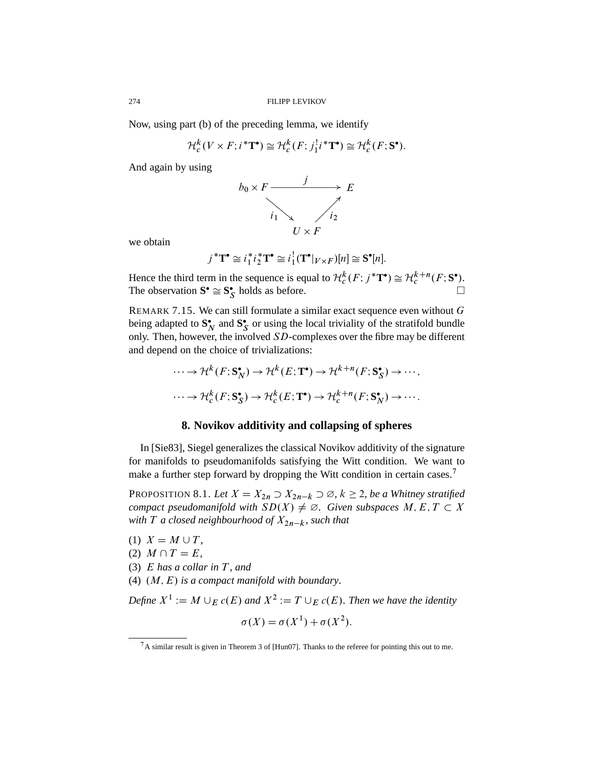Now, using part (b) of the preceding lemma, we identify

$$\mathcal{H}_c^k(V \times F; i^*\mathbf{T}^\bullet) \cong \mathcal{H}_c^k(F; j_1^! i^*\mathbf{T}^\bullet) \cong \mathcal{H}_c^k(F; \mathbf{S}^\bullet).$$

And again by using

$$\begin{array}{ccc} b_0 \times F & \xrightarrow{\quad j \quad} & E \\ & {\scriptstyle i_1}\searrow \quad \nearrow{\scriptstyle i_2} & \\ & U \times F & \end{array}$$

we obtain

$$j^*\mathbf{T}^\bullet \cong i_1^* i_2^* \mathbf{T}^\bullet \cong i_1^!(\mathbf{T}^\bullet|_{V \times F})[n] \cong \mathbf{S}^\bullet[n].$$

Hence the third term in the sequence is equal to $\mathcal{H}_c^k(F; j^*\mathbf{T}^\bullet) \cong \mathcal{H}_c^{k+n}(F; \mathbf{S}^\bullet)$. The observation $\mathbf{S}^\bullet \cong \mathbf{S}_S^\bullet$ holds as before. □

REMARK 7.15. We can still formulate a similar exact sequence even without $G$ being adapted to $\mathbf{S}_N^\bullet$ and $\mathbf{S}_S^\bullet$ or using the local triviality of the stratifold bundle only. Then, however, the involved $SD$-complexes over the fibre may be different and depend on the choice of trivializations:

$$\cdots \to \mathcal{H}^k(F; \mathbf{S}_N^\bullet) \to \mathcal{H}^k(E; \mathbf{T}^\bullet) \to \mathcal{H}^{k+n}(F; \mathbf{S}_S^\bullet) \to \cdots,$$

$$\cdots \to \mathcal{H}_c^k(F; \mathbf{S}_S^\bullet) \to \mathcal{H}_c^k(E; \mathbf{T}^\bullet) \to \mathcal{H}_c^{k+n}(F; \mathbf{S}_N^\bullet) \to \cdots.$$

## 8. Novikov additivity and collapsing of spheres

In [Sie83], Siegel generalizes the classical Novikov additivity of the signature for manifolds to pseudomanifolds satisfying the Witt condition. We want to make a further step forward by dropping the Witt condition in certain cases.[7]

PROPOSITION 8.1. *Let $X = X_{2n} \supset X_{2n-k} \supset \varnothing$, $k \geq 2$, be a Whitney stratified compact pseudomanifold with $SD(X) \neq \varnothing$. Given subspaces $M, E, T \subset X$ with $T$ a closed neighbourhood of $X_{2n-k}$, such that*

(1) *$X = M \cup T$,*
(2) *$M \cap T = E$,*
(3) *$E$ has a collar in $T$, and*
(4) *$(M, E)$ is a compact manifold with boundary.*

*Define $X^1 := M \cup_E c(E)$ and $X^2 := T \cup_E c(E)$. Then we have the identity*

$$\sigma(X) = \sigma(X^1) + \sigma(X^2).$$

[7] A similar result is given in Theorem 3 of [Hun07]. Thanks to the referee for pointing this out to me.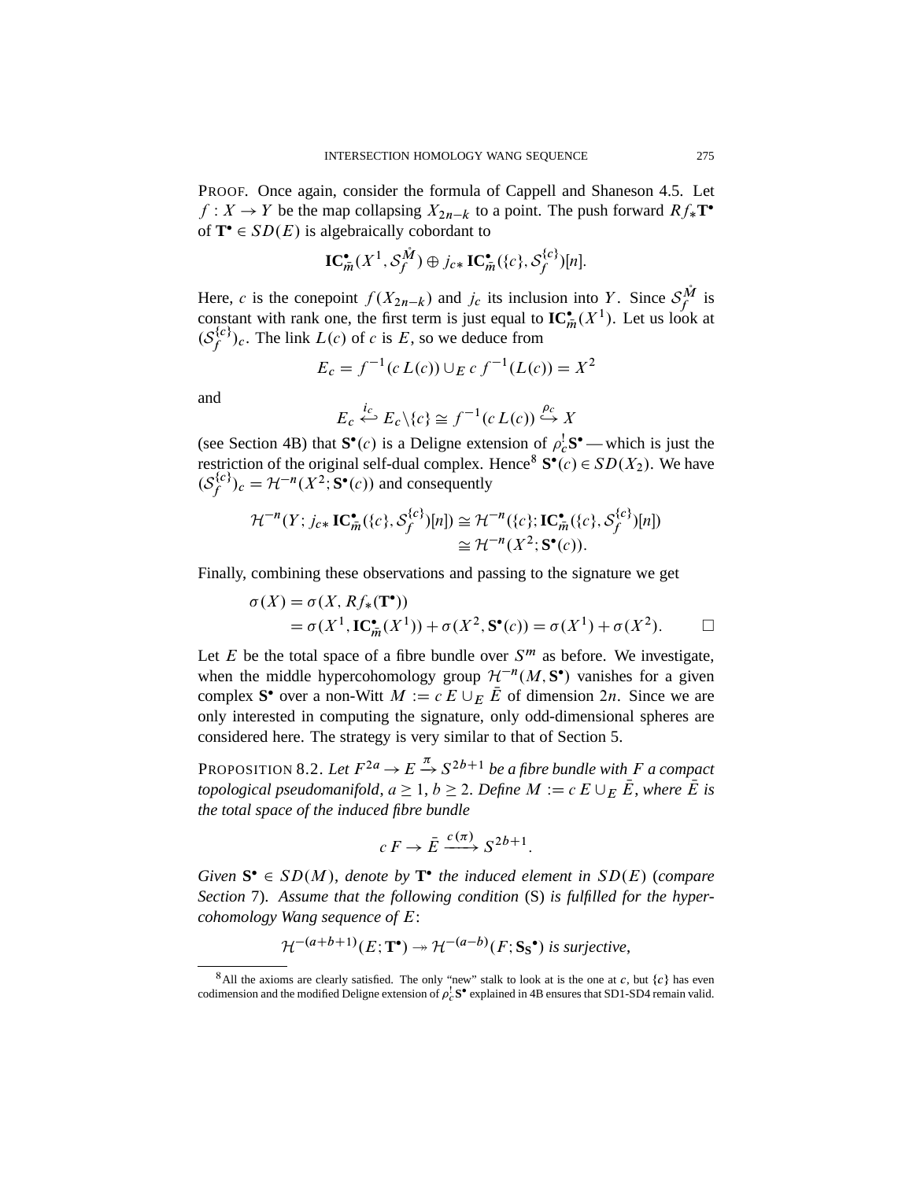PROOF. Once again, consider the formula of Cappell and Shaneson 4.5. Let $f : X \to Y$ be the map collapsing $X_{2n-k}$ to a point. The push forward $Rf_*\mathbf{T}^\bullet$ of $\mathbf{T}^\bullet \in SD(E)$ is algebraically cobordant to

$$\mathbf{IC}^\bullet_{\bar{m}}(X^1, \mathcal{S}_f^{\mathring{M}}) \oplus j_{c*}\,\mathbf{IC}^\bullet_{\bar{m}}(\{c\}, \mathcal{S}_f^{\{c\}})[n].$$

Here, $c$ is the conepoint $f(X_{2n-k})$ and $j_c$ its inclusion into $Y$. Since $\mathcal{S}_f^{\mathring{M}}$ is constant with rank one, the first term is just equal to $\mathbf{IC}^\bullet_{\bar{m}}(X^1)$. Let us look at $(\mathcal{S}_f^{\{c\}})_c$. The link $L(c)$ of $c$ is $E$, so we deduce from

$$E_c = f^{-1}(c\,L(c)) \cup_E c\, f^{-1}(L(c)) = X^2$$

and

$$E_c \overset{i_c}{\hookleftarrow} E_c \backslash \{c\} \cong f^{-1}(c\,L(c)) \overset{\rho_c}{\hookrightarrow} X$$

(see Section 4B) that $\mathbf{S}^\bullet(c)$ is a Deligne extension of $\rho_c^!\mathbf{S}^\bullet$ — which is just the restriction of the original self-dual complex. Hence[8] $\mathbf{S}^\bullet(c) \in SD(X_2)$. We have $(\mathcal{S}_f^{\{c\}})_c = \mathcal{H}^{-n}(X^2; \mathbf{S}^\bullet(c))$ and consequently

$$\begin{aligned}\mathcal{H}^{-n}(Y; j_{c*}\,\mathbf{IC}^\bullet_{\bar{m}}(\{c\}, \mathcal{S}_f^{\{c\}})[n]) &\cong \mathcal{H}^{-n}(\{c\}; \mathbf{IC}^\bullet_{\bar{m}}(\{c\}, \mathcal{S}_f^{\{c\}})[n]) \\ &\cong \mathcal{H}^{-n}(X^2; \mathbf{S}^\bullet(c)).\end{aligned}$$

Finally, combining these observations and passing to the signature we get

$$\begin{aligned}\sigma(X) &= \sigma(X, Rf_*(\mathbf{T}^\bullet)) \\ &= \sigma(X^1, \mathbf{IC}^\bullet_{\bar{m}}(X^1)) + \sigma(X^2, \mathbf{S}^\bullet(c)) = \sigma(X^1) + \sigma(X^2). \qquad \square\end{aligned}$$

Let $E$ be the total space of a fibre bundle over $S^m$ as before. We investigate, when the middle hypercohomology group $\mathcal{H}^{-n}(M, \mathbf{S}^\bullet)$ vanishes for a given complex $\mathbf{S}^\bullet$ over a non-Witt $M := c\,E \cup_E \bar{E}$ of dimension $2n$. Since we are only interested in computing the signature, only odd-dimensional spheres are considered here. The strategy is very similar to that of Section 5.

PROPOSITION 8.2. *Let $F^{2a} \to E \xrightarrow{\pi} S^{2b+1}$ be a fibre bundle with $F$ a compact topological pseudomanifold, $a \geq 1$, $b \geq 2$. Define $M := c\,E \cup_E \bar{E}$, where $\bar{E}$ is the total space of the induced fibre bundle*

$$c\,F \to \bar{E} \xrightarrow{c(\pi)} S^{2b+1}.$$

*Given $\mathbf{S}^\bullet \in SD(M)$, denote by $\mathbf{T}^\bullet$ the induced element in $SD(E)$ (compare Section 7). Assume that the following condition (S) is fulfilled for the hypercohomology Wang sequence of $E$:*

$$\mathcal{H}^{-(a+b+1)}(E; \mathbf{T}^\bullet) \twoheadrightarrow \mathcal{H}^{-(a-b)}(F; \mathbf{S_S}^\bullet) \textit{ is surjective,}$$

[8] All the axioms are clearly satisfied. The only "new" stalk to look at is the one at $c$, but $\{c\}$ has even codimension and the modified Deligne extension of $\rho_c^!\mathbf{S}^\bullet$ explained in 4B ensures that SD1-SD4 remain valid.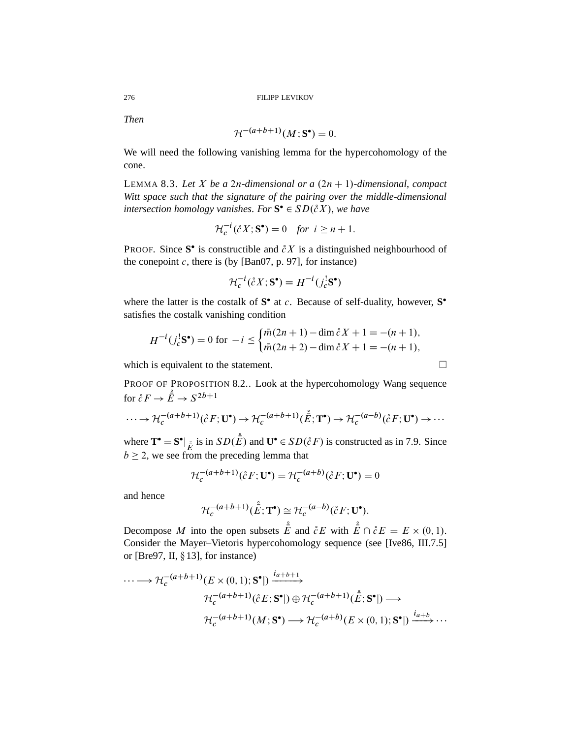*Then*

$$\mathcal{H}^{-(a+b+1)}(M;\mathbf{S}^\bullet) = 0.$$

We will need the following vanishing lemma for the hypercohomology of the cone.

LEMMA 8.3. *Let $X$ be a $2n$-dimensional or a $(2n+1)$-dimensional, compact Witt space such that the signature of the pairing over the middle-dimensional intersection homology vanishes. For $\mathbf{S}^\bullet \in SD(\mathring{c}X)$, we have*

$$\mathcal{H}_c^{-i}(\mathring{c}X;\mathbf{S}^\bullet) = 0 \quad \textit{for } \; i \geq n+1.$$

PROOF. Since $\mathbf{S}^\bullet$ is constructible and $\mathring{c}X$ is a distinguished neighbourhood of the conepoint $c$, there is (by [Ban07, p. 97], for instance)

$$\mathcal{H}_c^{-i}(\mathring{c}X;\mathbf{S}^\bullet) = H^{-i}(j_c^!\mathbf{S}^\bullet)$$

where the latter is the costalk of $\mathbf{S}^\bullet$ at $c$. Because of self-duality, however, $\mathbf{S}^\bullet$ satisfies the costalk vanishing condition

$$H^{-i}(j_c^!\mathbf{S}^\bullet) = 0 \text{ for } -i \leq \begin{cases} \bar{m}(2n+1) - \dim \mathring{c}X + 1 = -(n+1), \\ \bar{m}(2n+2) - \dim \mathring{c}X + 1 = -(n+1), \end{cases}$$

which is equivalent to the statement. □

PROOF OF PROPOSITION 8.2.. Look at the hypercohomology Wang sequence for $\mathring{c}F \to \mathring{\bar{E}} \to S^{2b+1}$

$$\cdots \to \mathcal{H}_c^{-(a+b+1)}(\mathring{c}F;\mathbf{U}^\bullet) \to \mathcal{H}_c^{-(a+b+1)}(\mathring{\bar{E}};\mathbf{T}^\bullet) \to \mathcal{H}_c^{-(a-b)}(\mathring{c}F;\mathbf{U}^\bullet) \to \cdots$$

where $\mathbf{T}^\bullet = \mathbf{S}^\bullet|_{\mathring{\bar{E}}}$ is in $SD(\mathring{\bar{E}})$ and $\mathbf{U}^\bullet \in SD(\mathring{c}F)$ is constructed as in 7.9. Since $b \geq 2$, we see from the preceding lemma that

$$\mathcal{H}_c^{-(a+b+1)}(\mathring{c}F;\mathbf{U}^\bullet) = \mathcal{H}_c^{-(a+b)}(\mathring{c}F;\mathbf{U}^\bullet) = 0$$

and hence

$$\mathcal{H}_c^{-(a+b+1)}(\mathring{\bar{E}};\mathbf{T}^\bullet) \cong \mathcal{H}_c^{-(a-b)}(\mathring{c}F;\mathbf{U}^\bullet).$$

Decompose $M$ into the open subsets $\mathring{\bar{E}}$ and $\mathring{c}E$ with $\mathring{\bar{E}} \cap \mathring{c}E = E \times (0,1)$. Consider the Mayer–Vietoris hypercohomology sequence (see [Ive86, III.7.5] or [Bre97, II, § 13], for instance)

$$\begin{aligned}\cdots \longrightarrow \mathcal{H}_c^{-(a+b+1)}(E \times (0,1);\mathbf{S}^\bullet|) &\xrightarrow{i_{a+b+1}} \\ &\mathcal{H}_c^{-(a+b+1)}(\mathring{c}E;\mathbf{S}^\bullet|) \oplus \mathcal{H}_c^{-(a+b+1)}(\mathring{\bar{E}};\mathbf{S}^\bullet|) \longrightarrow \\ &\mathcal{H}_c^{-(a+b+1)}(M;\mathbf{S}^\bullet) \longrightarrow \mathcal{H}_c^{-(a+b)}(E \times (0,1);\mathbf{S}^\bullet|) \xrightarrow{i_{a+b}} \cdots\end{aligned}$$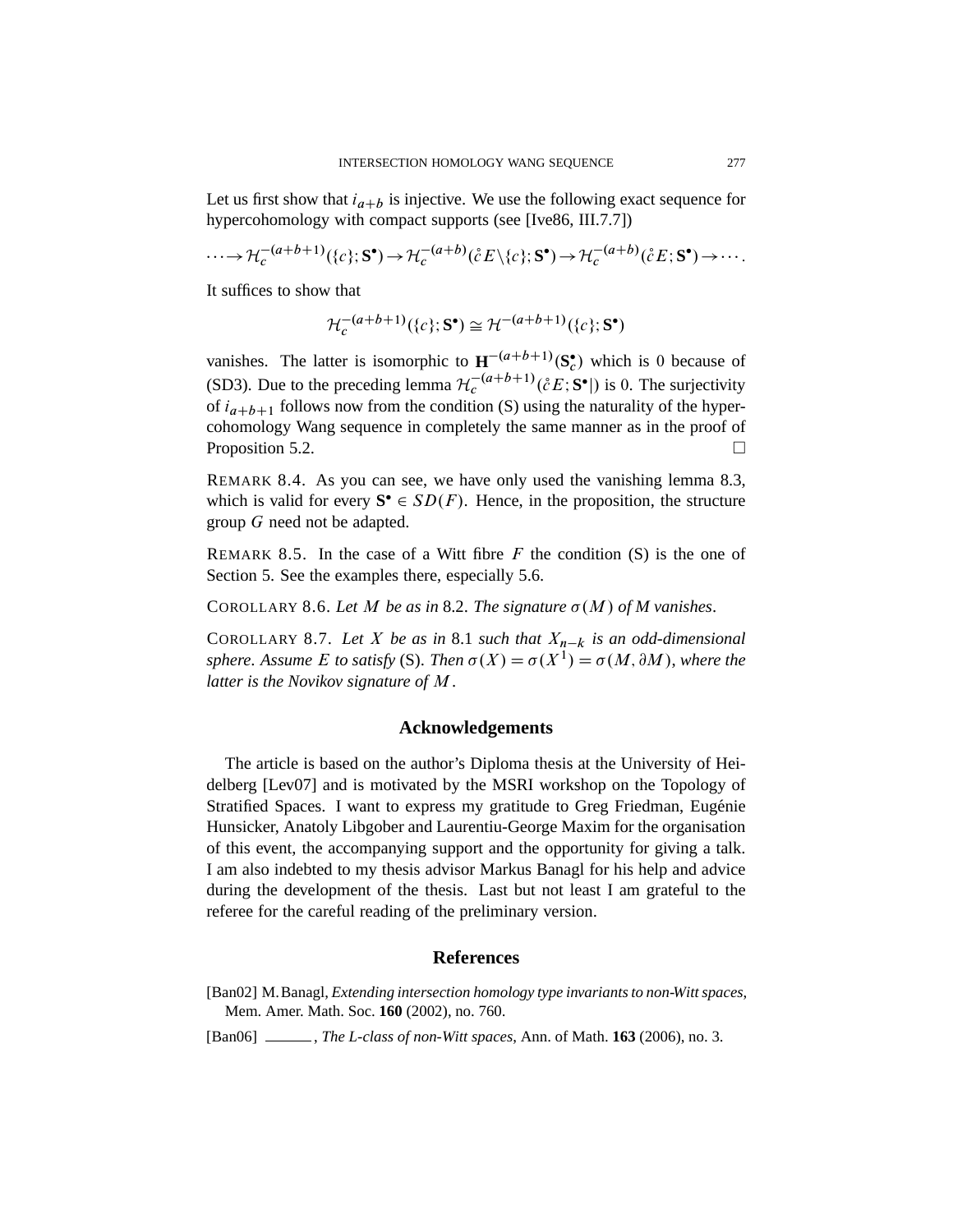Let us first show that $i_{a+b}$ is injective. We use the following exact sequence for hypercohomology with compact supports (see [Ive86, III.7.7])

$$\cdots \to \mathcal{H}_c^{-(a+b+1)}(\{c\}; \mathbf{S}^\bullet) \to \mathcal{H}_c^{-(a+b)}(\mathring{c}E \setminus \{c\}; \mathbf{S}^\bullet) \to \mathcal{H}_c^{-(a+b)}(\mathring{c}E; \mathbf{S}^\bullet) \to \cdots.$$

It suffices to show that

$$\mathcal{H}_c^{-(a+b+1)}(\{c\}; \mathbf{S}^\bullet) \cong \mathcal{H}^{-(a+b+1)}(\{c\}; \mathbf{S}^\bullet)$$

vanishes. The latter is isomorphic to $\mathbf{H}^{-(a+b+1)}(\mathbf{S}_c^\bullet)$ which is 0 because of (SD3). Due to the preceding lemma $\mathcal{H}_c^{-(a+b+1)}(\mathring{c}E; \mathbf{S}^\bullet|)$ is 0. The surjectivity of $i_{a+b+1}$ follows now from the condition (S) using the naturality of the hypercohomology Wang sequence in completely the same manner as in the proof of Proposition 5.2. □

REMARK 8.4. As you can see, we have only used the vanishing lemma 8.3, which is valid for every $\mathbf{S}^\bullet \in SD(F)$. Hence, in the proposition, the structure group $G$ need not be adapted.

REMARK 8.5. In the case of a Witt fibre $F$ the condition (S) is the one of Section 5. See the examples there, especially 5.6.

COROLLARY 8.6. *Let $M$ be as in* 8.2. *The signature $\sigma(M)$ of $M$ vanishes.*

COROLLARY 8.7. *Let $X$ be as in* 8.1 *such that $X_{n-k}$ is an odd-dimensional sphere. Assume $E$ to satisfy* (S). *Then $\sigma(X) = \sigma(X^1) = \sigma(M, \partial M)$, where the latter is the Novikov signature of $M$.*

## Acknowledgements

The article is based on the author's Diploma thesis at the University of Heidelberg [Lev07] and is motivated by the MSRI workshop on the Topology of Stratified Spaces. I want to express my gratitude to Greg Friedman, Eugénie Hunsicker, Anatoly Libgober and Laurentiu-George Maxim for the organisation of this event, the accompanying support and the opportunity for giving a talk. I am also indebted to my thesis advisor Markus Banagl for his help and advice during the development of the thesis. Last but not least I am grateful to the referee for the careful reading of the preliminary version.

## References

[Ban02] M. Banagl, *Extending intersection homology type invariants to non-Witt spaces*, Mem. Amer. Math. Soc. **160** (2002), no. 760.

[Ban06] ______, *The L-class of non-Witt spaces*, Ann. of Math. **163** (2006), no. 3.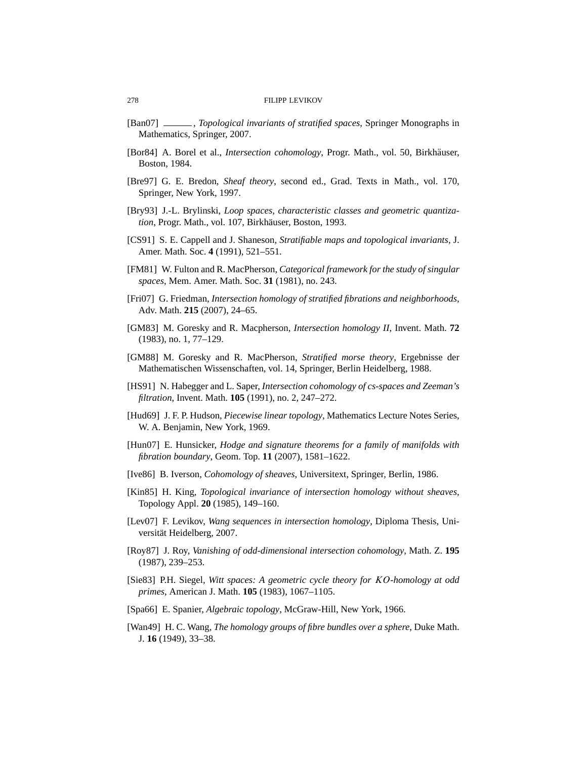[Ban07] ______, *Topological invariants of stratified spaces*, Springer Monographs in Mathematics, Springer, 2007.

[Bor84] A. Borel et al., *Intersection cohomology*, Progr. Math., vol. 50, Birkhäuser, Boston, 1984.

[Bre97] G. E. Bredon, *Sheaf theory*, second ed., Grad. Texts in Math., vol. 170, Springer, New York, 1997.

[Bry93] J.-L. Brylinski, *Loop spaces, characteristic classes and geometric quantization*, Progr. Math., vol. 107, Birkhäuser, Boston, 1993.

[CS91] S. E. Cappell and J. Shaneson, *Stratifiable maps and topological invariants*, J. Amer. Math. Soc. **4** (1991), 521–551.

[FM81] W. Fulton and R. MacPherson, *Categorical framework for the study of singular spaces*, Mem. Amer. Math. Soc. **31** (1981), no. 243.

[Fri07] G. Friedman, *Intersection homology of stratified fibrations and neighborhoods*, Adv. Math. **215** (2007), 24–65.

[GM83] M. Goresky and R. Macpherson, *Intersection homology II*, Invent. Math. **72** (1983), no. 1, 77–129.

[GM88] M. Goresky and R. MacPherson, *Stratified morse theory*, Ergebnisse der Mathematischen Wissenschaften, vol. 14, Springer, Berlin Heidelberg, 1988.

[HS91] N. Habegger and L. Saper, *Intersection cohomology of cs-spaces and Zeeman's filtration*, Invent. Math. **105** (1991), no. 2, 247–272.

[Hud69] J. F. P. Hudson, *Piecewise linear topology*, Mathematics Lecture Notes Series, W. A. Benjamin, New York, 1969.

[Hun07] E. Hunsicker, *Hodge and signature theorems for a family of manifolds with fibration boundary*, Geom. Top. **11** (2007), 1581–1622.

[Ive86] B. Iverson, *Cohomology of sheaves*, Universitext, Springer, Berlin, 1986.

[Kin85] H. King, *Topological invariance of intersection homology without sheaves*, Topology Appl. **20** (1985), 149–160.

[Lev07] F. Levikov, *Wang sequences in intersection homology*, Diploma Thesis, Universität Heidelberg, 2007.

[Roy87] J. Roy, *Vanishing of odd-dimensional intersection cohomology*, Math. Z. **195** (1987), 239–253.

[Sie83] P.H. Siegel, *Witt spaces: A geometric cycle theory for $KO$-homology at odd primes*, American J. Math. **105** (1983), 1067–1105.

[Spa66] E. Spanier, *Algebraic topology*, McGraw-Hill, New York, 1966.

[Wan49] H. C. Wang, *The homology groups of fibre bundles over a sphere*, Duke Math. J. **16** (1949), 33–38.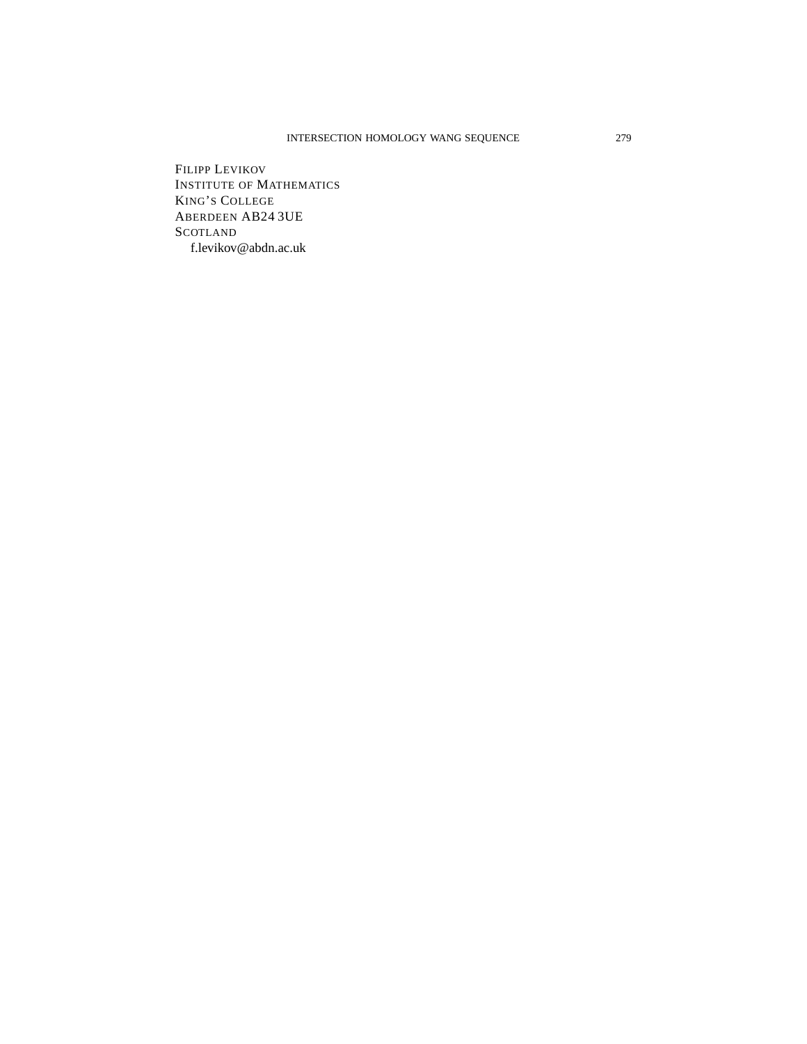FILIPP LEVIKOV
INSTITUTE OF MATHEMATICS
KING'S COLLEGE
ABERDEEN AB24 3UE
SCOTLAND
f.levikov@abdn.ac.uk